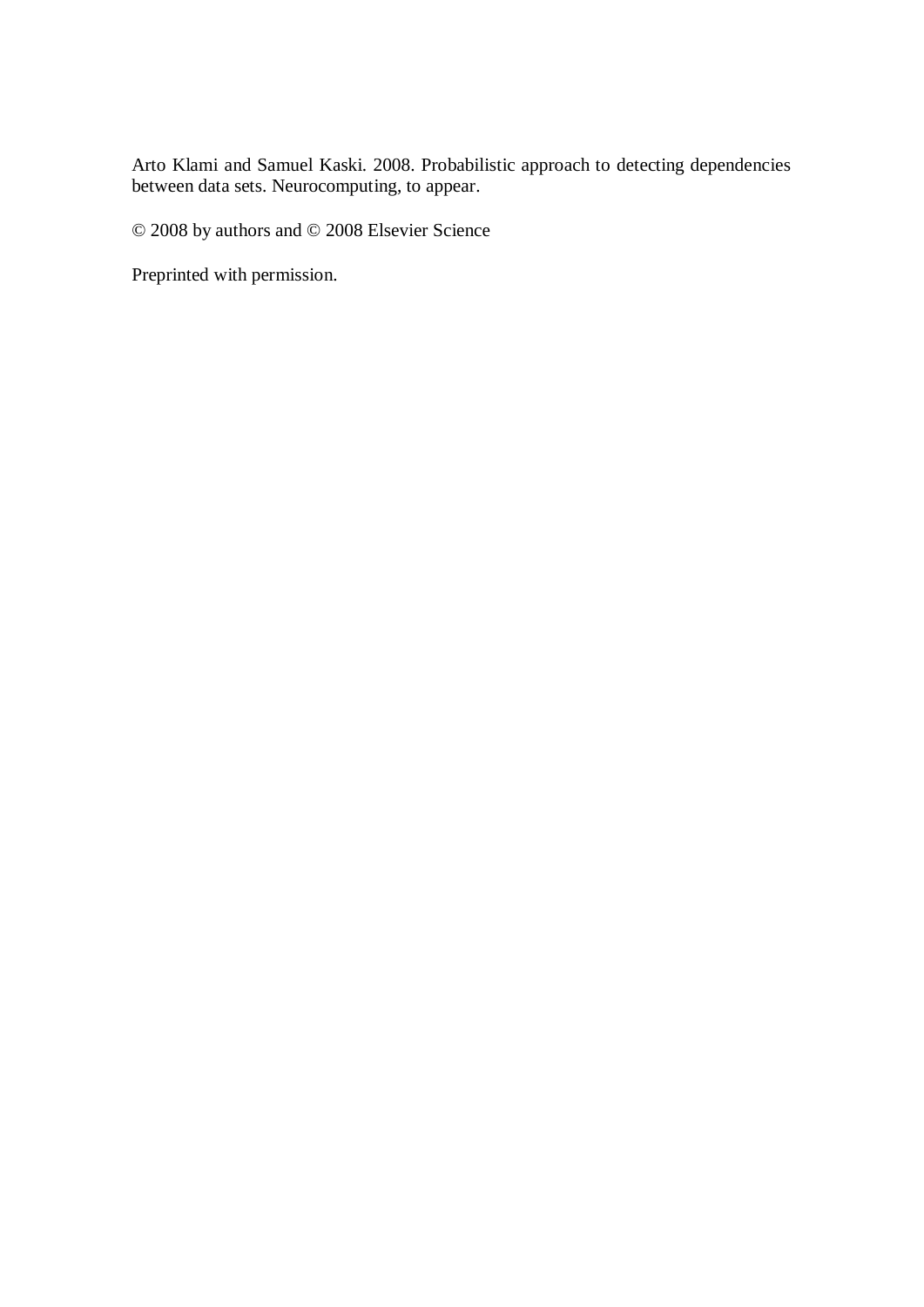Arto Klami and Samuel Kaski. 2008. Probabilistic approach to detecting dependencies between data sets. Neurocomputing, to appear.

© 2008 by authors and © 2008 Elsevier Science

Preprinted with permission.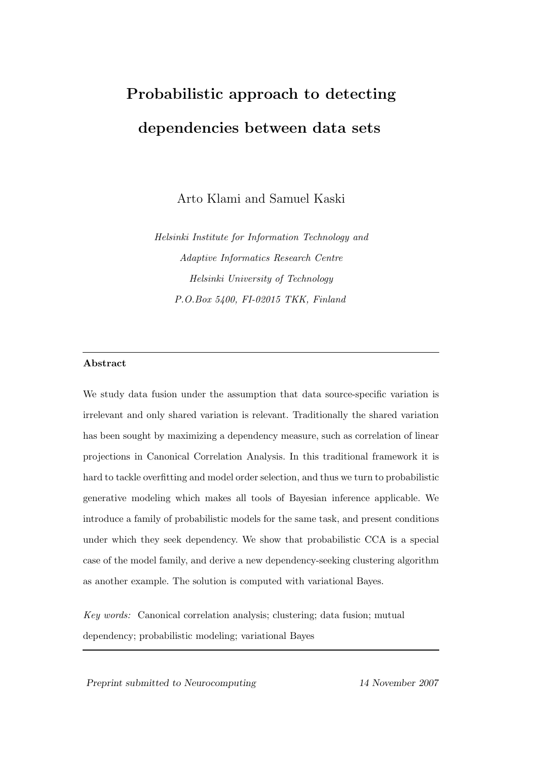# Probabilistic approach to detecting dependencies between data sets

Arto Klami and Samuel Kaski

*Helsinki Institute for Information Technology and*
*Adaptive Informatics Research Centre*
*Helsinki University of Technology*
*P.O.Box 5400, FI-02015 TKK, Finland*

---

**Abstract**

We study data fusion under the assumption that data source-specific variation is irrelevant and only shared variation is relevant. Traditionally the shared variation has been sought by maximizing a dependency measure, such as correlation of linear projections in Canonical Correlation Analysis. In this traditional framework it is hard to tackle overfitting and model order selection, and thus we turn to probabilistic generative modeling which makes all tools of Bayesian inference applicable. We introduce a family of probabilistic models for the same task, and present conditions under which they seek dependency. We show that probabilistic CCA is a special case of the model family, and derive a new dependency-seeking clustering algorithm as another example. The solution is computed with variational Bayes.

*Key words:* Canonical correlation analysis; clustering; data fusion; mutual dependency; probabilistic modeling; variational Bayes

---

*Preprint submitted to Neurocomputing* 14 November 2007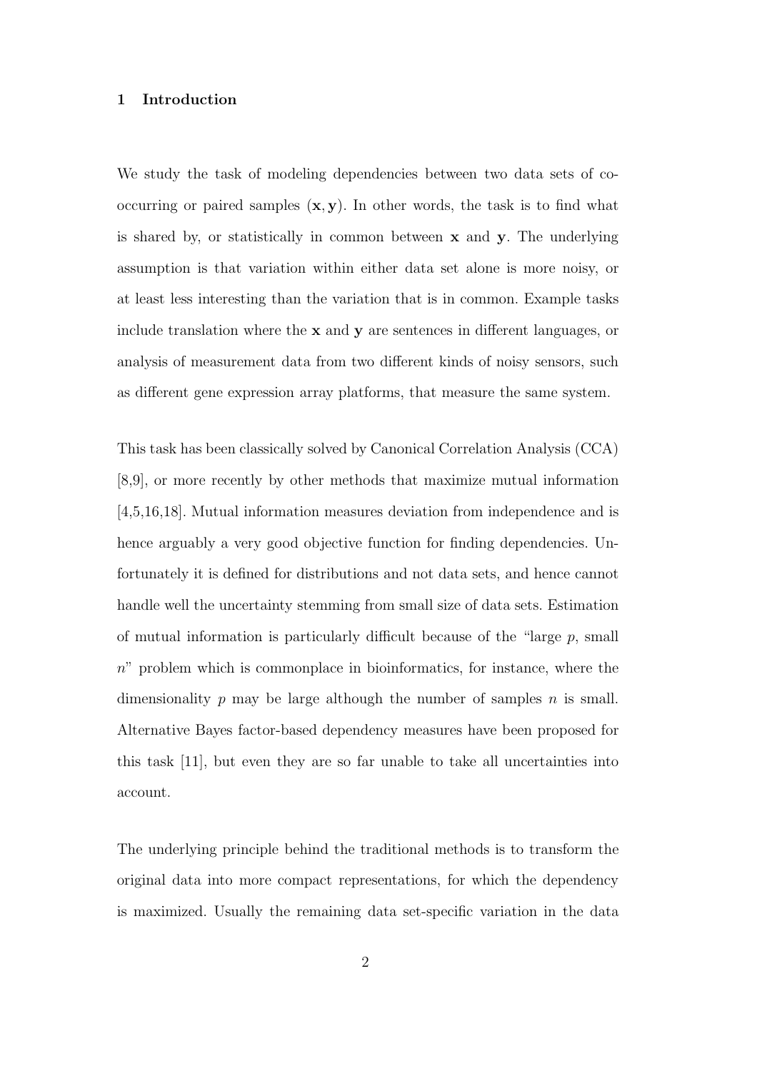## 1 Introduction

We study the task of modeling dependencies between two data sets of co-occurring or paired samples $(\mathbf{x}, \mathbf{y})$. In other words, the task is to find what is shared by, or statistically in common between $\mathbf{x}$ and $\mathbf{y}$. The underlying assumption is that variation within either data set alone is more noisy, or at least less interesting than the variation that is in common. Example tasks include translation where the $\mathbf{x}$ and $\mathbf{y}$ are sentences in different languages, or analysis of measurement data from two different kinds of noisy sensors, such as different gene expression array platforms, that measure the same system.

This task has been classically solved by Canonical Correlation Analysis (CCA) [8,9], or more recently by other methods that maximize mutual information [4,5,16,18]. Mutual information measures deviation from independence and is hence arguably a very good objective function for finding dependencies. Unfortunately it is defined for distributions and not data sets, and hence cannot handle well the uncertainty stemming from small size of data sets. Estimation of mutual information is particularly difficult because of the "large $p$, small $n$" problem which is commonplace in bioinformatics, for instance, where the dimensionality $p$ may be large although the number of samples $n$ is small. Alternative Bayes factor-based dependency measures have been proposed for this task [11], but even they are so far unable to take all uncertainties into account.

The underlying principle behind the traditional methods is to transform the original data into more compact representations, for which the dependency is maximized. Usually the remaining data set-specific variation in the data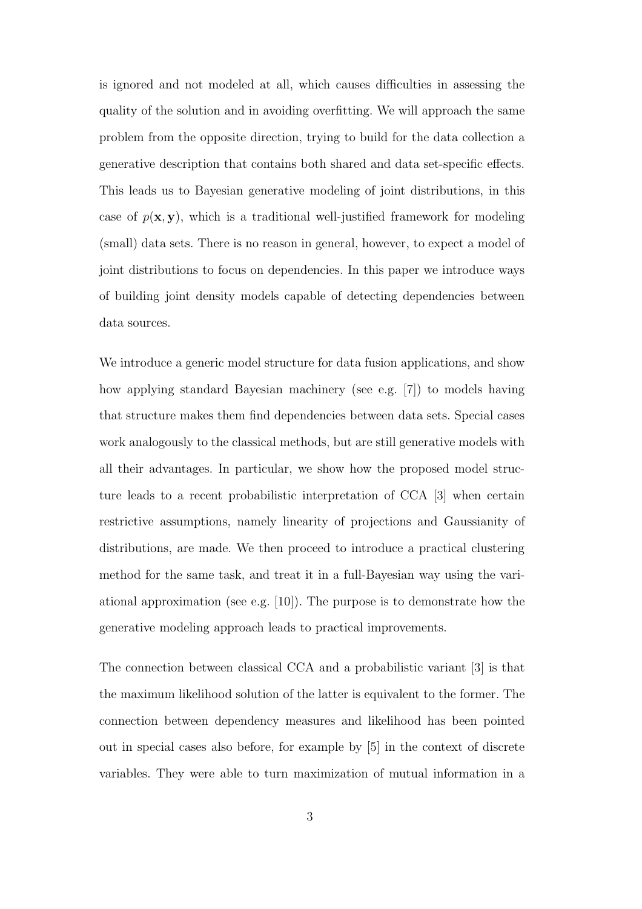is ignored and not modeled at all, which causes difficulties in assessing the quality of the solution and in avoiding overfitting. We will approach the same problem from the opposite direction, trying to build for the data collection a generative description that contains both shared and data set-specific effects. This leads us to Bayesian generative modeling of joint distributions, in this case of $p(\mathbf{x}, \mathbf{y})$, which is a traditional well-justified framework for modeling (small) data sets. There is no reason in general, however, to expect a model of joint distributions to focus on dependencies. In this paper we introduce ways of building joint density models capable of detecting dependencies between data sources.

We introduce a generic model structure for data fusion applications, and show how applying standard Bayesian machinery (see e.g. [7]) to models having that structure makes them find dependencies between data sets. Special cases work analogously to the classical methods, but are still generative models with all their advantages. In particular, we show how the proposed model structure leads to a recent probabilistic interpretation of CCA [3] when certain restrictive assumptions, namely linearity of projections and Gaussianity of distributions, are made. We then proceed to introduce a practical clustering method for the same task, and treat it in a full-Bayesian way using the variational approximation (see e.g. [10]). The purpose is to demonstrate how the generative modeling approach leads to practical improvements.

The connection between classical CCA and a probabilistic variant [3] is that the maximum likelihood solution of the latter is equivalent to the former. The connection between dependency measures and likelihood has been pointed out in special cases also before, for example by [5] in the context of discrete variables. They were able to turn maximization of mutual information in a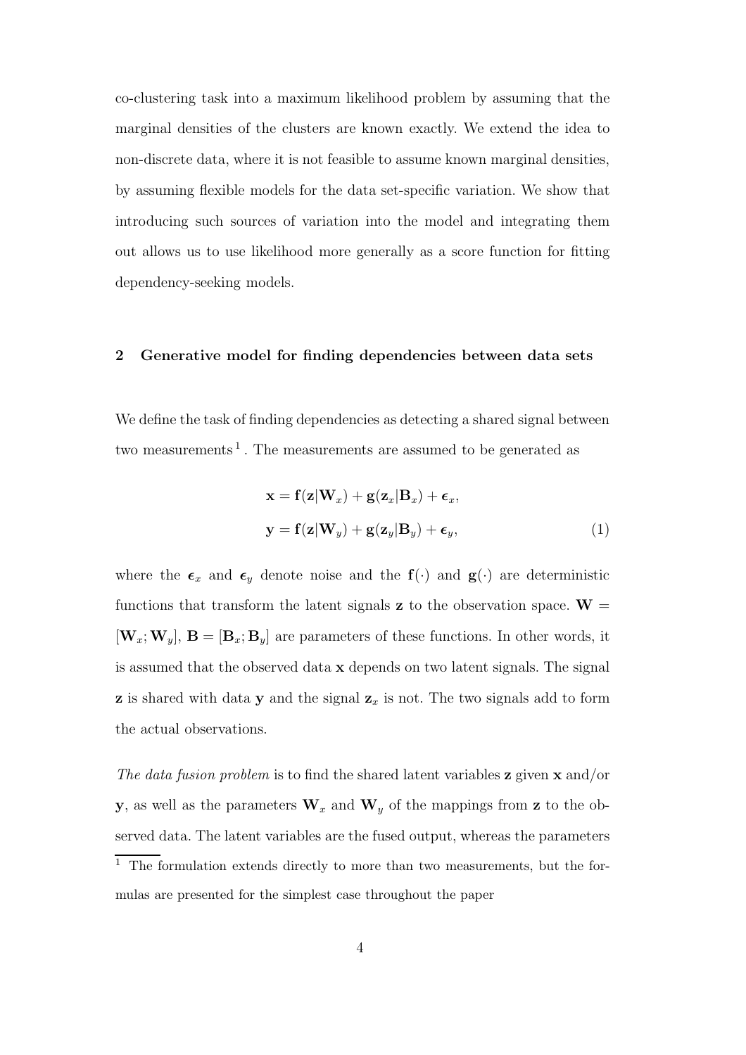co-clustering task into a maximum likelihood problem by assuming that the marginal densities of the clusters are known exactly. We extend the idea to non-discrete data, where it is not feasible to assume known marginal densities, by assuming flexible models for the data set-specific variation. We show that introducing such sources of variation into the model and integrating them out allows us to use likelihood more generally as a score function for fitting dependency-seeking models.

## 2 Generative model for finding dependencies between data sets

We define the task of finding dependencies as detecting a shared signal between two measurements [1]. The measurements are assumed to be generated as

$$
\begin{aligned}
\mathbf{x} &= \mathbf{f}(\mathbf{z}|\mathbf{W}_x) + \mathbf{g}(\mathbf{z}_x|\mathbf{B}_x) + \boldsymbol{\epsilon}_x, \\
\mathbf{y} &= \mathbf{f}(\mathbf{z}|\mathbf{W}_y) + \mathbf{g}(\mathbf{z}_y|\mathbf{B}_y) + \boldsymbol{\epsilon}_y,
\end{aligned} \tag{1}
$$

where the $\boldsymbol{\epsilon}_x$ and $\boldsymbol{\epsilon}_y$ denote noise and the $\mathbf{f}(\cdot)$ and $\mathbf{g}(\cdot)$ are deterministic functions that transform the latent signals $\mathbf{z}$ to the observation space. $\mathbf{W} = [\mathbf{W}_x; \mathbf{W}_y]$, $\mathbf{B} = [\mathbf{B}_x; \mathbf{B}_y]$ are parameters of these functions. In other words, it is assumed that the observed data $\mathbf{x}$ depends on two latent signals. The signal $\mathbf{z}$ is shared with data $\mathbf{y}$ and the signal $\mathbf{z}_x$ is not. The two signals add to form the actual observations.

*The data fusion problem* is to find the shared latent variables $\mathbf{z}$ given $\mathbf{x}$ and/or $\mathbf{y}$, as well as the parameters $\mathbf{W}_x$ and $\mathbf{W}_y$ of the mappings from $\mathbf{z}$ to the observed data. The latent variables are the fused output, whereas the parameters

[1] The formulation extends directly to more than two measurements, but the formulas are presented for the simplest case throughout the paper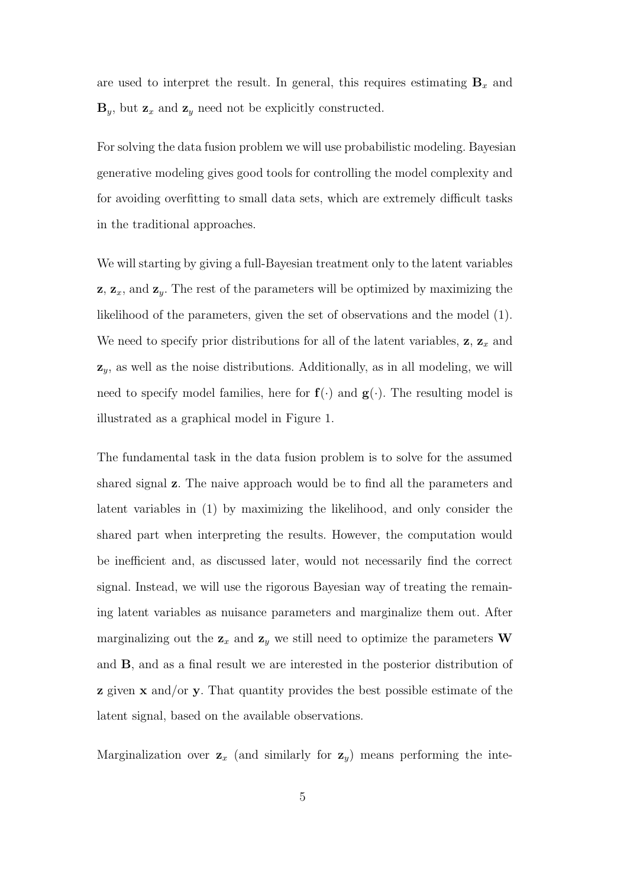are used to interpret the result. In general, this requires estimating $\mathbf{B}_x$ and $\mathbf{B}_y$, but $\mathbf{z}_x$ and $\mathbf{z}_y$ need not be explicitly constructed.

For solving the data fusion problem we will use probabilistic modeling. Bayesian generative modeling gives good tools for controlling the model complexity and for avoiding overfitting to small data sets, which are extremely difficult tasks in the traditional approaches.

We will starting by giving a full-Bayesian treatment only to the latent variables $\mathbf{z}$, $\mathbf{z}_x$, and $\mathbf{z}_y$. The rest of the parameters will be optimized by maximizing the likelihood of the parameters, given the set of observations and the model (1). We need to specify prior distributions for all of the latent variables, $\mathbf{z}$, $\mathbf{z}_x$ and $\mathbf{z}_y$, as well as the noise distributions. Additionally, as in all modeling, we will need to specify model families, here for $\mathbf{f}(\cdot)$ and $\mathbf{g}(\cdot)$. The resulting model is illustrated as a graphical model in Figure 1.

The fundamental task in the data fusion problem is to solve for the assumed shared signal $\mathbf{z}$. The naive approach would be to find all the parameters and latent variables in (1) by maximizing the likelihood, and only consider the shared part when interpreting the results. However, the computation would be inefficient and, as discussed later, would not necessarily find the correct signal. Instead, we will use the rigorous Bayesian way of treating the remaining latent variables as nuisance parameters and marginalize them out. After marginalizing out the $\mathbf{z}_x$ and $\mathbf{z}_y$ we still need to optimize the parameters $\mathbf{W}$ and $\mathbf{B}$, and as a final result we are interested in the posterior distribution of $\mathbf{z}$ given $\mathbf{x}$ and/or $\mathbf{y}$. That quantity provides the best possible estimate of the latent signal, based on the available observations.

Marginalization over $\mathbf{z}_x$ (and similarly for $\mathbf{z}_y$) means performing the inte-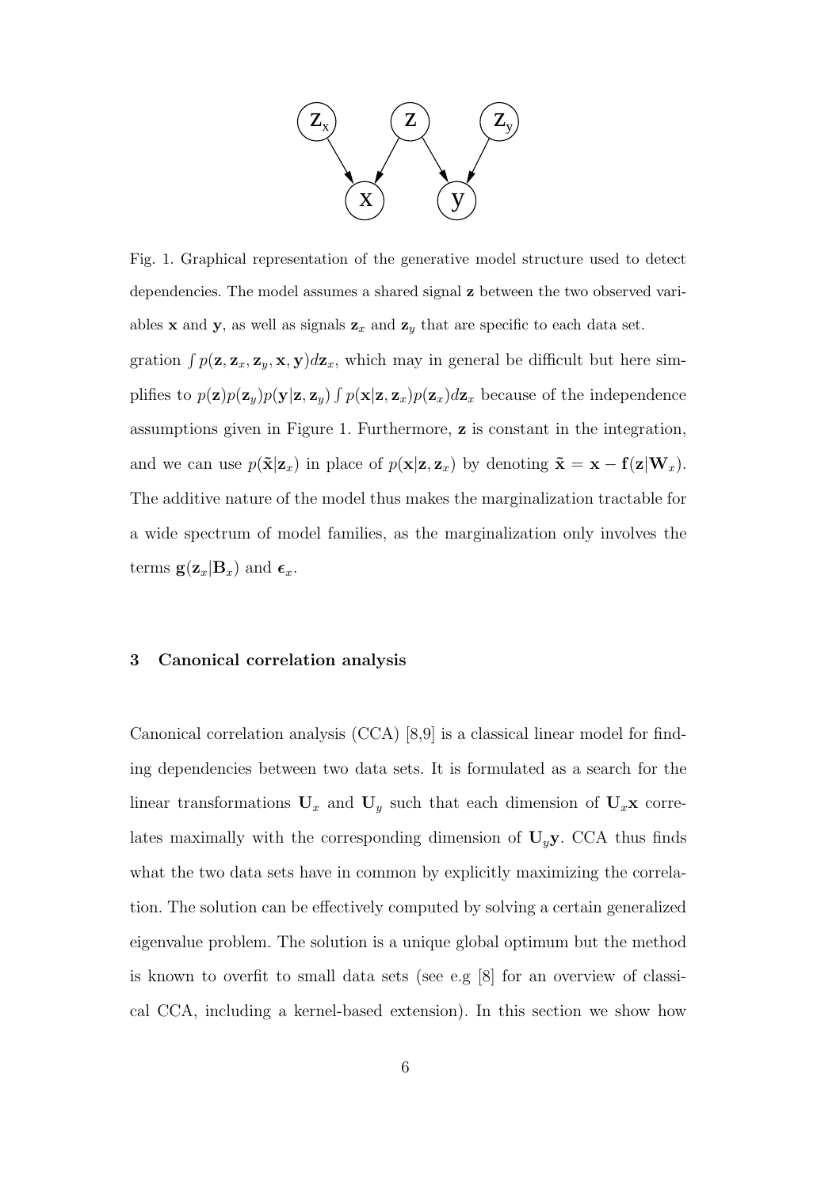Fig. 1. Graphical representation of the generative model structure used to detect dependencies. The model assumes a shared signal $\mathbf{z}$ between the two observed variables $\mathbf{x}$ and $\mathbf{y}$, as well as signals $\mathbf{z}_x$ and $\mathbf{z}_y$ that are specific to each data set.

gration $\int p(\mathbf{z}, \mathbf{z}_x, \mathbf{z}_y, \mathbf{x}, \mathbf{y}) d\mathbf{z}_x$, which may in general be difficult but here simplifies to $p(\mathbf{z})p(\mathbf{z}_y)p(\mathbf{y}|\mathbf{z}, \mathbf{z}_y) \int p(\mathbf{x}|\mathbf{z}, \mathbf{z}_x)p(\mathbf{z}_x)d\mathbf{z}_x$ because of the independence assumptions given in Figure 1. Furthermore, $\mathbf{z}$ is constant in the integration, and we can use $p(\tilde{\mathbf{x}}|\mathbf{z}_x)$ in place of $p(\mathbf{x}|\mathbf{z}, \mathbf{z}_x)$ by denoting $\tilde{\mathbf{x}} = \mathbf{x} - \mathbf{f}(\mathbf{z}|\mathbf{W}_x)$. The additive nature of the model thus makes the marginalization tractable for a wide spectrum of model families, as the marginalization only involves the terms $\mathbf{g}(\mathbf{z}_x|\mathbf{B}_x)$ and $\boldsymbol{\epsilon}_x$.

## 3 Canonical correlation analysis

Canonical correlation analysis (CCA) [8,9] is a classical linear model for finding dependencies between two data sets. It is formulated as a search for the linear transformations $\mathbf{U}_x$ and $\mathbf{U}_y$ such that each dimension of $\mathbf{U}_x\mathbf{x}$ correlates maximally with the corresponding dimension of $\mathbf{U}_y\mathbf{y}$. CCA thus finds what the two data sets have in common by explicitly maximizing the correlation. The solution can be effectively computed by solving a certain generalized eigenvalue problem. The solution is a unique global optimum but the method is known to overfit to small data sets (see e.g [8] for an overview of classical CCA, including a kernel-based extension). In this section we show how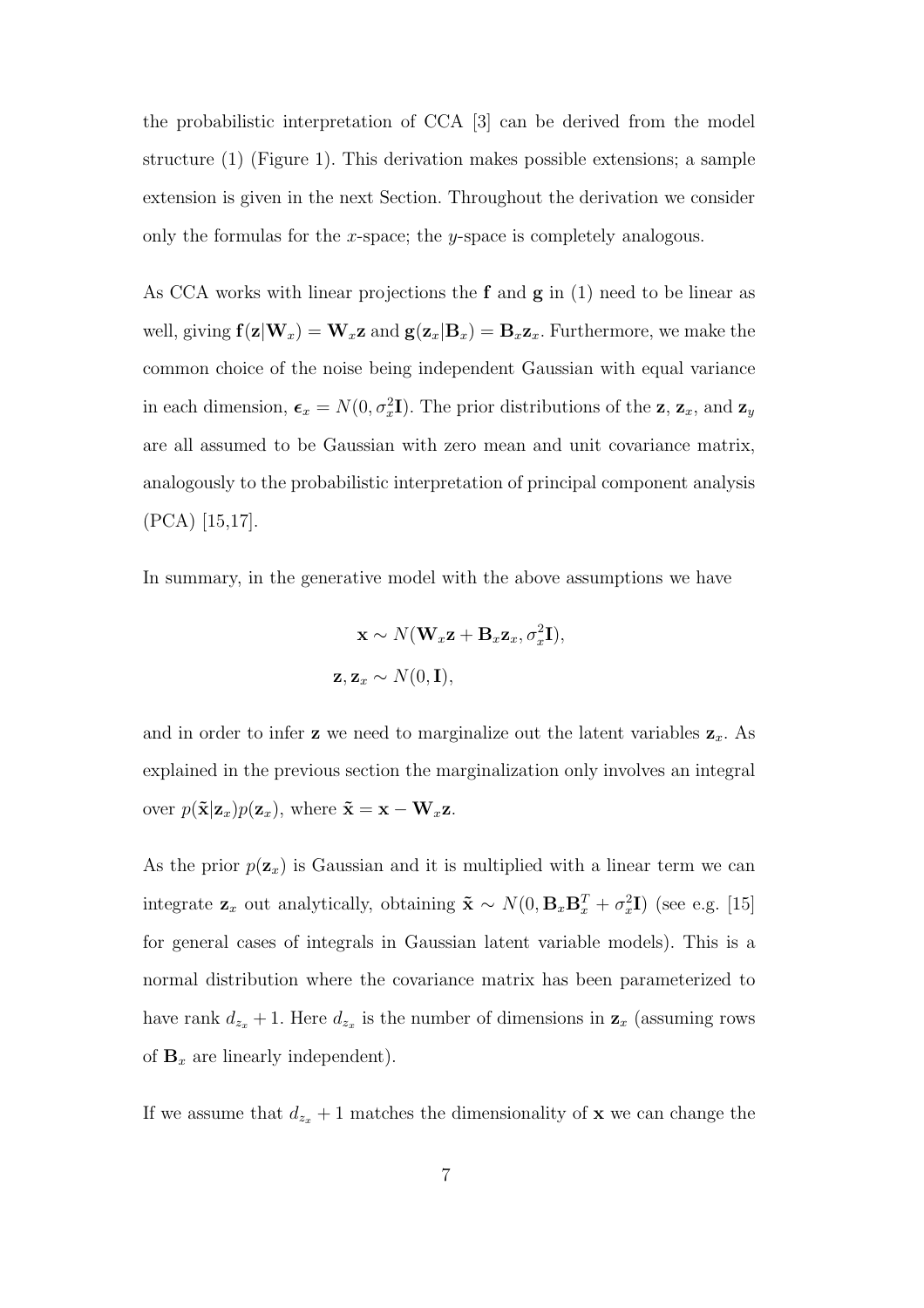the probabilistic interpretation of CCA [3] can be derived from the model structure (1) (Figure 1). This derivation makes possible extensions; a sample extension is given in the next Section. Throughout the derivation we consider only the formulas for the $x$-space; the $y$-space is completely analogous.

As CCA works with linear projections the $\mathbf{f}$ and $\mathbf{g}$ in (1) need to be linear as well, giving $\mathbf{f}(\mathbf{z}|\mathbf{W}_x) = \mathbf{W}_x\mathbf{z}$ and $\mathbf{g}(\mathbf{z}_x|\mathbf{B}_x) = \mathbf{B}_x\mathbf{z}_x$. Furthermore, we make the common choice of the noise being independent Gaussian with equal variance in each dimension, $\boldsymbol{\epsilon}_x = N(0, \sigma_x^2\mathbf{I})$. The prior distributions of the $\mathbf{z}$, $\mathbf{z}_x$, and $\mathbf{z}_y$ are all assumed to be Gaussian with zero mean and unit covariance matrix, analogously to the probabilistic interpretation of principal component analysis (PCA) [15,17].

In summary, in the generative model with the above assumptions we have

$$
\begin{aligned}
\mathbf{x} &\sim N(\mathbf{W}_x\mathbf{z} + \mathbf{B}_x\mathbf{z}_x, \sigma_x^2\mathbf{I}), \\
\mathbf{z}, \mathbf{z}_x &\sim N(0, \mathbf{I}),
\end{aligned}
$$

and in order to infer $\mathbf{z}$ we need to marginalize out the latent variables $\mathbf{z}_x$. As explained in the previous section the marginalization only involves an integral over $p(\tilde{\mathbf{x}}|\mathbf{z}_x)p(\mathbf{z}_x)$, where $\tilde{\mathbf{x}} = \mathbf{x} - \mathbf{W}_x\mathbf{z}$.

As the prior $p(\mathbf{z}_x)$ is Gaussian and it is multiplied with a linear term we can integrate $\mathbf{z}_x$ out analytically, obtaining $\tilde{\mathbf{x}} \sim N(0, \mathbf{B}_x\mathbf{B}_x^T + \sigma_x^2\mathbf{I})$ (see e.g. [15] for general cases of integrals in Gaussian latent variable models). This is a normal distribution where the covariance matrix has been parameterized to have rank $d_{z_x} + 1$. Here $d_{z_x}$ is the number of dimensions in $\mathbf{z}_x$ (assuming rows of $\mathbf{B}_x$ are linearly independent).

If we assume that $d_{z_x} + 1$ matches the dimensionality of $\mathbf{x}$ we can change the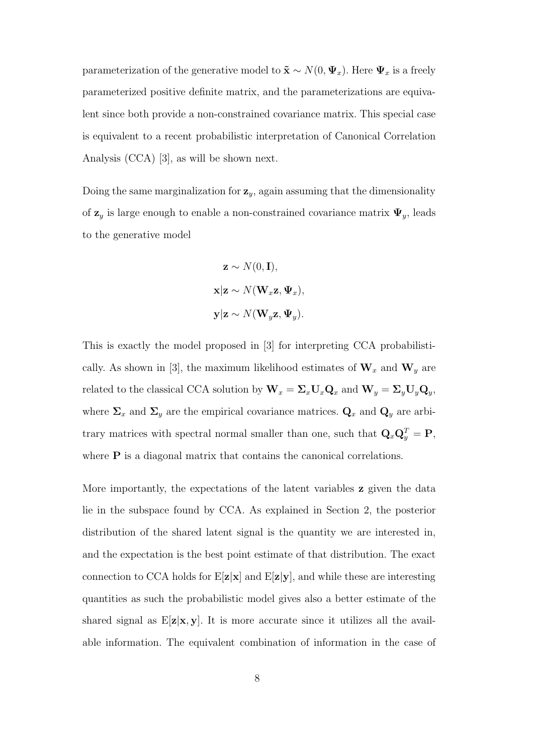parameterization of the generative model to $\tilde{\mathbf{x}} \sim N(0, \mathbf{\Psi}_x)$. Here $\mathbf{\Psi}_x$ is a freely parameterized positive definite matrix, and the parameterizations are equivalent since both provide a non-constrained covariance matrix. This special case is equivalent to a recent probabilistic interpretation of Canonical Correlation Analysis (CCA) [3], as will be shown next.

Doing the same marginalization for $\mathbf{z}_y$, again assuming that the dimensionality of $\mathbf{z}_y$ is large enough to enable a non-constrained covariance matrix $\mathbf{\Psi}_y$, leads to the generative model

$$
\begin{aligned}
\mathbf{z} &\sim N(0, \mathbf{I}), \\
\mathbf{x}|\mathbf{z} &\sim N(\mathbf{W}_x\mathbf{z}, \mathbf{\Psi}_x), \\
\mathbf{y}|\mathbf{z} &\sim N(\mathbf{W}_y\mathbf{z}, \mathbf{\Psi}_y).
\end{aligned}
$$

This is exactly the model proposed in [3] for interpreting CCA probabilistically. As shown in [3], the maximum likelihood estimates of $\mathbf{W}_x$ and $\mathbf{W}_y$ are related to the classical CCA solution by $\mathbf{W}_x = \mathbf{\Sigma}_x\mathbf{U}_x\mathbf{Q}_x$ and $\mathbf{W}_y = \mathbf{\Sigma}_y\mathbf{U}_y\mathbf{Q}_y$, where $\mathbf{\Sigma}_x$ and $\mathbf{\Sigma}_y$ are the empirical covariance matrices. $\mathbf{Q}_x$ and $\mathbf{Q}_y$ are arbitrary matrices with spectral normal smaller than one, such that $\mathbf{Q}_x\mathbf{Q}_y^T = \mathbf{P}$, where $\mathbf{P}$ is a diagonal matrix that contains the canonical correlations.

More importantly, the expectations of the latent variables $\mathbf{z}$ given the data lie in the subspace found by CCA. As explained in Section 2, the posterior distribution of the shared latent signal is the quantity we are interested in, and the expectation is the best point estimate of that distribution. The exact connection to CCA holds for $\mathrm{E}[\mathbf{z}|\mathbf{x}]$ and $\mathrm{E}[\mathbf{z}|\mathbf{y}]$, and while these are interesting quantities as such the probabilistic model gives also a better estimate of the shared signal as $\mathrm{E}[\mathbf{z}|\mathbf{x}, \mathbf{y}]$. It is more accurate since it utilizes all the available information. The equivalent combination of information in the case of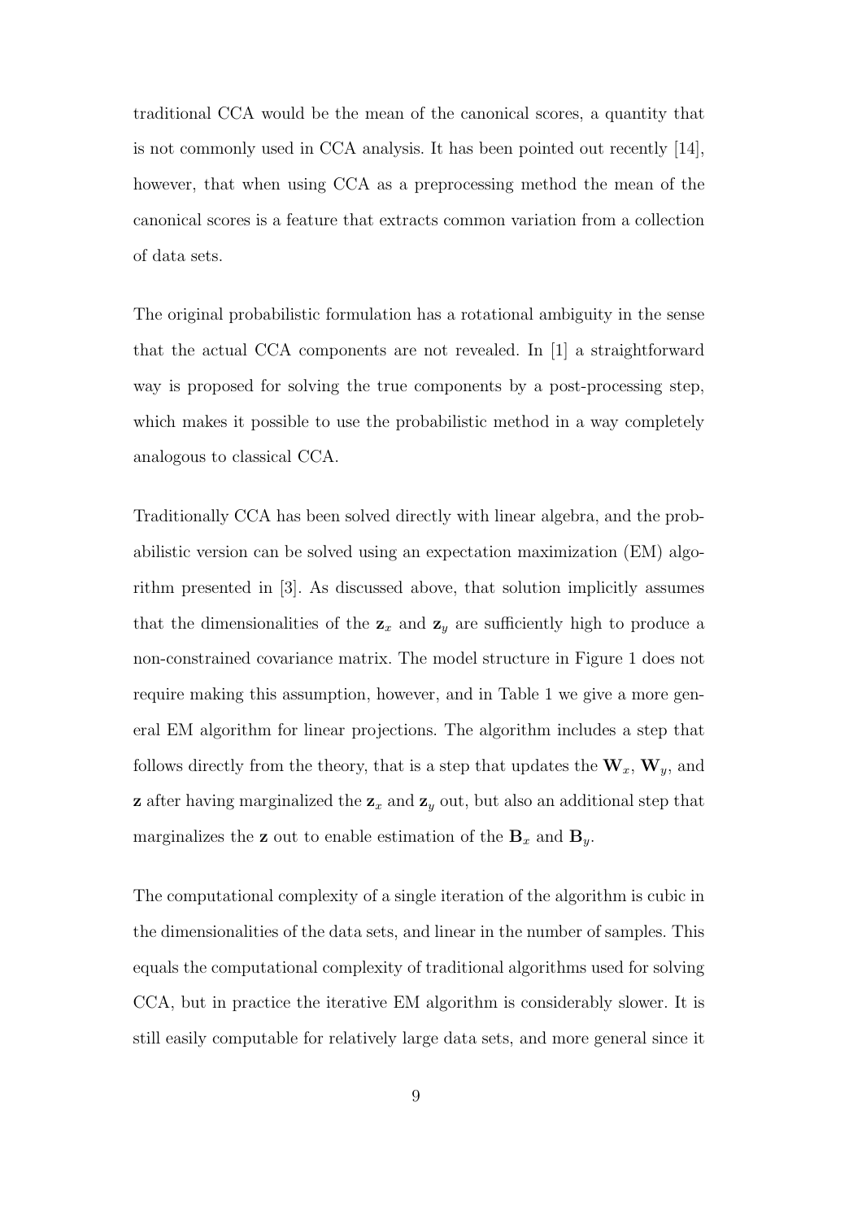traditional CCA would be the mean of the canonical scores, a quantity that is not commonly used in CCA analysis. It has been pointed out recently [14], however, that when using CCA as a preprocessing method the mean of the canonical scores is a feature that extracts common variation from a collection of data sets.

The original probabilistic formulation has a rotational ambiguity in the sense that the actual CCA components are not revealed. In [1] a straightforward way is proposed for solving the true components by a post-processing step, which makes it possible to use the probabilistic method in a way completely analogous to classical CCA.

Traditionally CCA has been solved directly with linear algebra, and the probabilistic version can be solved using an expectation maximization (EM) algorithm presented in [3]. As discussed above, that solution implicitly assumes that the dimensionalities of the $\mathbf{z}_x$ and $\mathbf{z}_y$ are sufficiently high to produce a non-constrained covariance matrix. The model structure in Figure 1 does not require making this assumption, however, and in Table 1 we give a more general EM algorithm for linear projections. The algorithm includes a step that follows directly from the theory, that is a step that updates the $\mathbf{W}_x$, $\mathbf{W}_y$, and $\mathbf{z}$ after having marginalized the $\mathbf{z}_x$ and $\mathbf{z}_y$ out, but also an additional step that marginalizes the $\mathbf{z}$ out to enable estimation of the $\mathbf{B}_x$ and $\mathbf{B}_y$.

The computational complexity of a single iteration of the algorithm is cubic in the dimensionalities of the data sets, and linear in the number of samples. This equals the computational complexity of traditional algorithms used for solving CCA, but in practice the iterative EM algorithm is considerably slower. It is still easily computable for relatively large data sets, and more general since it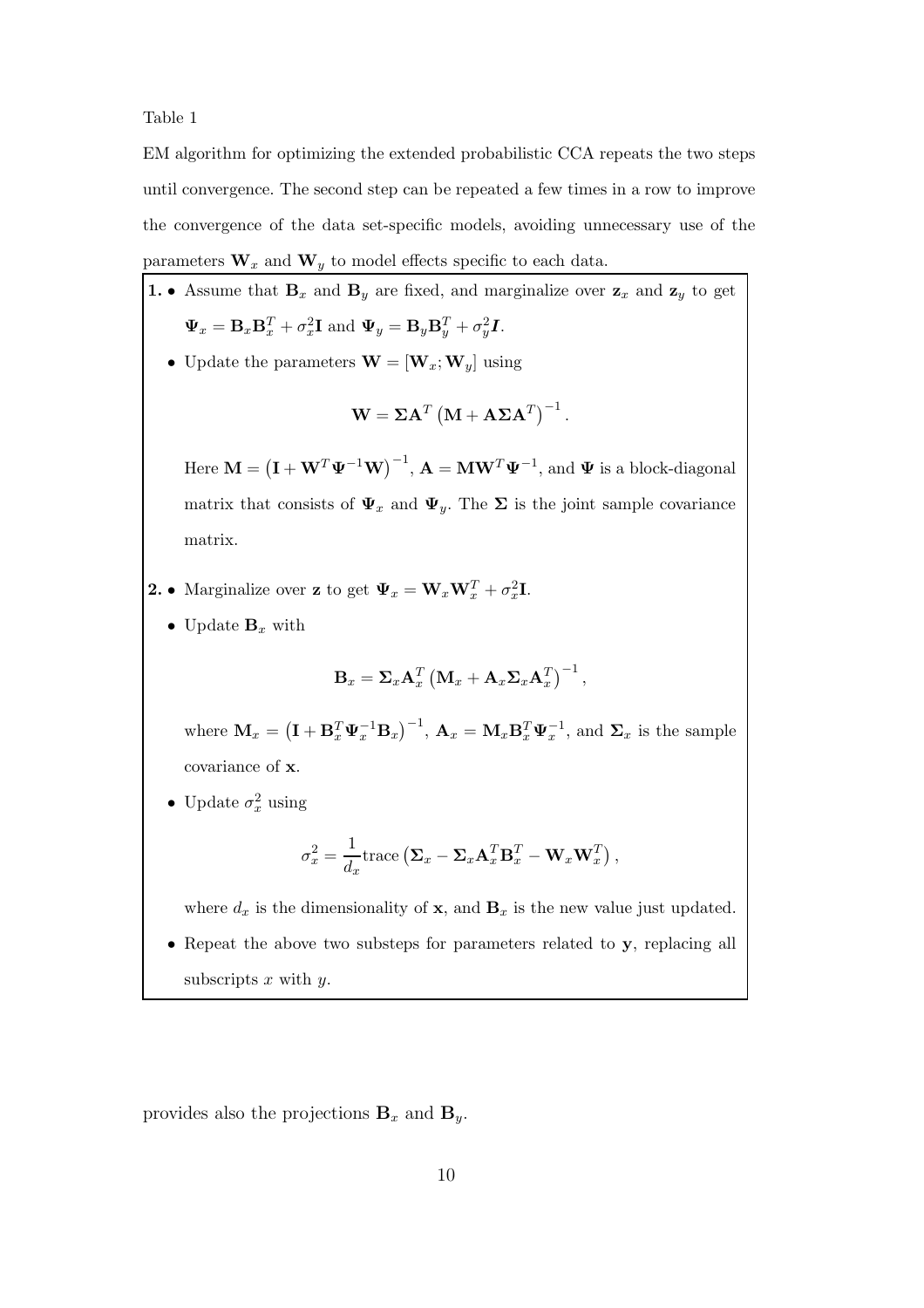Table 1

EM algorithm for optimizing the extended probabilistic CCA repeats the two steps until convergence. The second step can be repeated a few times in a row to improve the convergence of the data set-specific models, avoiding unnecessary use of the parameters $\mathbf{W}_x$ and $\mathbf{W}_y$ to model effects specific to each data.

**1.** 
- Assume that $\mathbf{B}_x$ and $\mathbf{B}_y$ are fixed, and marginalize over $\mathbf{z}_x$ and $\mathbf{z}_y$ to get $\mathbf{\Psi}_x = \mathbf{B}_x\mathbf{B}_x^T + \sigma_x^2\mathbf{I}$ and $\mathbf{\Psi}_y = \mathbf{B}_y\mathbf{B}_y^T + \sigma_y^2\boldsymbol{I}$.
- Update the parameters $\mathbf{W} = [\mathbf{W}_x; \mathbf{W}_y]$ using

$$\mathbf{W} = \mathbf{\Sigma}\mathbf{A}^T\left(\mathbf{M} + \mathbf{A}\mathbf{\Sigma}\mathbf{A}^T\right)^{-1}.$$

  Here $\mathbf{M} = \left(\mathbf{I} + \mathbf{W}^T\mathbf{\Psi}^{-1}\mathbf{W}\right)^{-1}$, $\mathbf{A} = \mathbf{M}\mathbf{W}^T\mathbf{\Psi}^{-1}$, and $\mathbf{\Psi}$ is a block-diagonal matrix that consists of $\mathbf{\Psi}_x$ and $\mathbf{\Psi}_y$. The $\mathbf{\Sigma}$ is the joint sample covariance matrix.

**2.** 
- Marginalize over $\mathbf{z}$ to get $\mathbf{\Psi}_x = \mathbf{W}_x\mathbf{W}_x^T + \sigma_x^2\mathbf{I}$.
- Update $\mathbf{B}_x$ with

$$\mathbf{B}_x = \mathbf{\Sigma}_x\mathbf{A}_x^T\left(\mathbf{M}_x + \mathbf{A}_x\mathbf{\Sigma}_x\mathbf{A}_x^T\right)^{-1},$$

  where $\mathbf{M}_x = \left(\mathbf{I} + \mathbf{B}_x^T\mathbf{\Psi}_x^{-1}\mathbf{B}_x\right)^{-1}$, $\mathbf{A}_x = \mathbf{M}_x\mathbf{B}_x^T\mathbf{\Psi}_x^{-1}$, and $\mathbf{\Sigma}_x$ is the sample covariance of $\mathbf{x}$.
- Update $\sigma_x^2$ using

$$\sigma_x^2 = \frac{1}{d_x}\text{trace}\left(\mathbf{\Sigma}_x - \mathbf{\Sigma}_x\mathbf{A}_x^T\mathbf{B}_x^T - \mathbf{W}_x\mathbf{W}_x^T\right),$$

  where $d_x$ is the dimensionality of $\mathbf{x}$, and $\mathbf{B}_x$ is the new value just updated.
- Repeat the above two substeps for parameters related to $\mathbf{y}$, replacing all subscripts $x$ with $y$.

provides also the projections $\mathbf{B}_x$ and $\mathbf{B}_y$.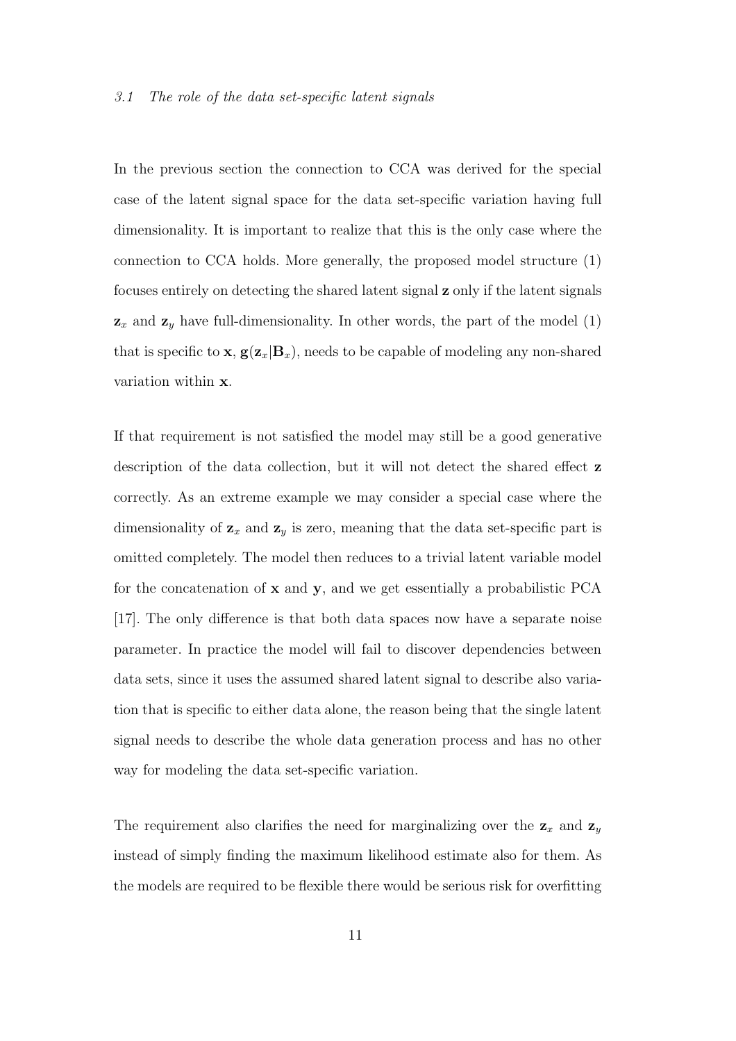### *3.1 The role of the data set-specific latent signals*

In the previous section the connection to CCA was derived for the special case of the latent signal space for the data set-specific variation having full dimensionality. It is important to realize that this is the only case where the connection to CCA holds. More generally, the proposed model structure (1) focuses entirely on detecting the shared latent signal $\mathbf{z}$ only if the latent signals $\mathbf{z}_x$ and $\mathbf{z}_y$ have full-dimensionality. In other words, the part of the model (1) that is specific to $\mathbf{x}$, $\mathbf{g}(\mathbf{z}_x|\mathbf{B}_x)$, needs to be capable of modeling any non-shared variation within $\mathbf{x}$.

If that requirement is not satisfied the model may still be a good generative description of the data collection, but it will not detect the shared effect $\mathbf{z}$ correctly. As an extreme example we may consider a special case where the dimensionality of $\mathbf{z}_x$ and $\mathbf{z}_y$ is zero, meaning that the data set-specific part is omitted completely. The model then reduces to a trivial latent variable model for the concatenation of $\mathbf{x}$ and $\mathbf{y}$, and we get essentially a probabilistic PCA [17]. The only difference is that both data spaces now have a separate noise parameter. In practice the model will fail to discover dependencies between data sets, since it uses the assumed shared latent signal to describe also variation that is specific to either data alone, the reason being that the single latent signal needs to describe the whole data generation process and has no other way for modeling the data set-specific variation.

The requirement also clarifies the need for marginalizing over the $\mathbf{z}_x$ and $\mathbf{z}_y$ instead of simply finding the maximum likelihood estimate also for them. As the models are required to be flexible there would be serious risk for overfitting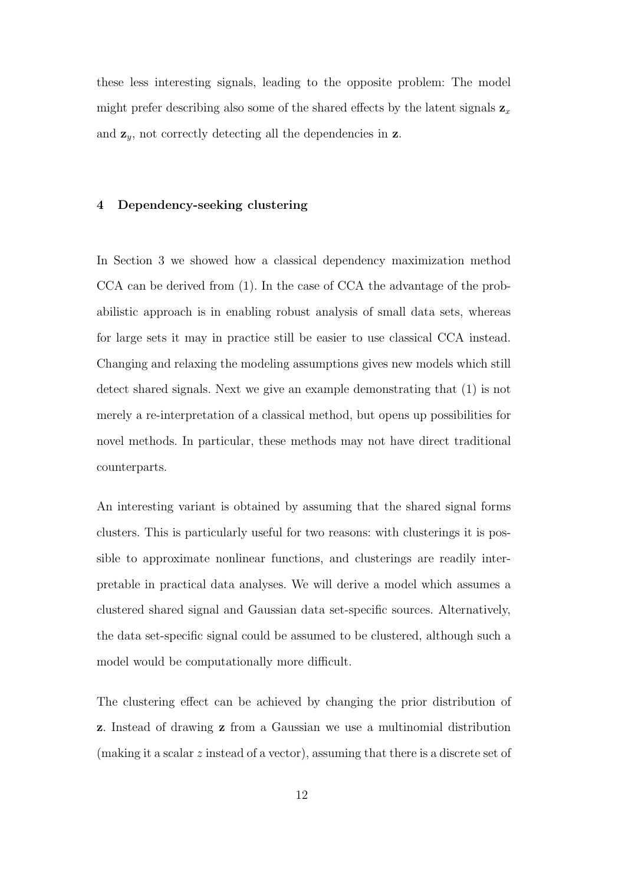these less interesting signals, leading to the opposite problem: The model might prefer describing also some of the shared effects by the latent signals $\mathbf{z}_x$ and $\mathbf{z}_y$, not correctly detecting all the dependencies in $\mathbf{z}$.

## 4 Dependency-seeking clustering

In Section 3 we showed how a classical dependency maximization method CCA can be derived from (1). In the case of CCA the advantage of the probabilistic approach is in enabling robust analysis of small data sets, whereas for large sets it may in practice still be easier to use classical CCA instead. Changing and relaxing the modeling assumptions gives new models which still detect shared signals. Next we give an example demonstrating that (1) is not merely a re-interpretation of a classical method, but opens up possibilities for novel methods. In particular, these methods may not have direct traditional counterparts.

An interesting variant is obtained by assuming that the shared signal forms clusters. This is particularly useful for two reasons: with clusterings it is possible to approximate nonlinear functions, and clusterings are readily interpretable in practical data analyses. We will derive a model which assumes a clustered shared signal and Gaussian data set-specific sources. Alternatively, the data set-specific signal could be assumed to be clustered, although such a model would be computationally more difficult.

The clustering effect can be achieved by changing the prior distribution of $\mathbf{z}$. Instead of drawing $\mathbf{z}$ from a Gaussian we use a multinomial distribution (making it a scalar $z$ instead of a vector), assuming that there is a discrete set of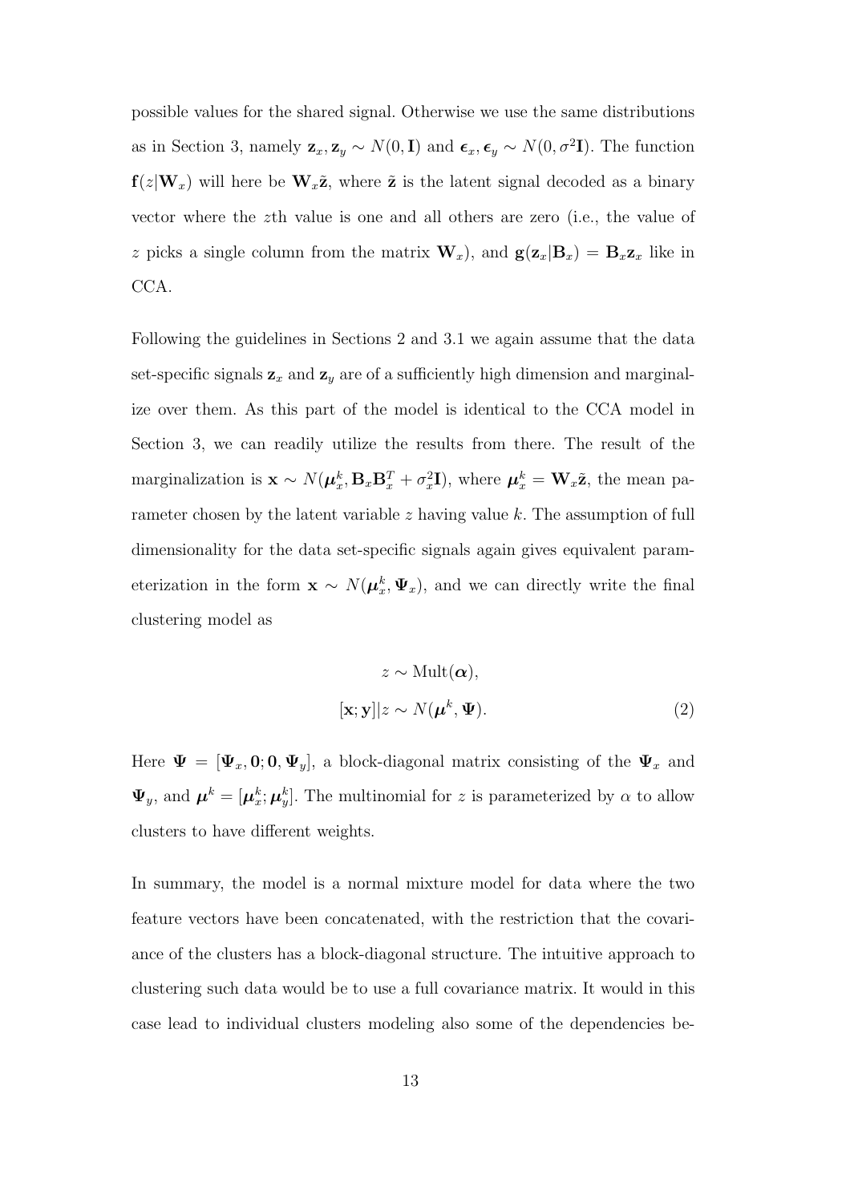possible values for the shared signal. Otherwise we use the same distributions as in Section 3, namely $\mathbf{z}_x, \mathbf{z}_y \sim N(0, \mathbf{I})$ and $\boldsymbol{\epsilon}_x, \boldsymbol{\epsilon}_y \sim N(0, \sigma^2\mathbf{I})$. The function $\mathbf{f}(z|\mathbf{W}_x)$ will here be $\mathbf{W}_x\tilde{\mathbf{z}}$, where $\tilde{\mathbf{z}}$ is the latent signal decoded as a binary vector where the $z$th value is one and all others are zero (i.e., the value of $z$ picks a single column from the matrix $\mathbf{W}_x$), and $\mathbf{g}(\mathbf{z}_x|\mathbf{B}_x) = \mathbf{B}_x\mathbf{z}_x$ like in CCA.

Following the guidelines in Sections 2 and 3.1 we again assume that the data set-specific signals $\mathbf{z}_x$ and $\mathbf{z}_y$ are of a sufficiently high dimension and marginalize over them. As this part of the model is identical to the CCA model in Section 3, we can readily utilize the results from there. The result of the marginalization is $\mathbf{x} \sim N(\boldsymbol{\mu}_x^k, \mathbf{B}_x\mathbf{B}_x^T + \sigma_x^2\mathbf{I})$, where $\boldsymbol{\mu}_x^k = \mathbf{W}_x\tilde{\mathbf{z}}$, the mean parameter chosen by the latent variable $z$ having value $k$. The assumption of full dimensionality for the data set-specific signals again gives equivalent parameterization in the form $\mathbf{x} \sim N(\boldsymbol{\mu}_x^k, \boldsymbol{\Psi}_x)$, and we can directly write the final clustering model as

$$
\begin{aligned}
z &\sim \text{Mult}(\boldsymbol{\alpha}), \\
[\mathbf{x}; \mathbf{y}]|z &\sim N(\boldsymbol{\mu}^k, \boldsymbol{\Psi}).
\end{aligned}
\tag{2}
$$

Here $\boldsymbol{\Psi} = [\boldsymbol{\Psi}_x, \mathbf{0}; \mathbf{0}, \boldsymbol{\Psi}_y]$, a block-diagonal matrix consisting of the $\boldsymbol{\Psi}_x$ and $\boldsymbol{\Psi}_y$, and $\boldsymbol{\mu}^k = [\boldsymbol{\mu}_x^k; \boldsymbol{\mu}_y^k]$. The multinomial for $z$ is parameterized by $\alpha$ to allow clusters to have different weights.

In summary, the model is a normal mixture model for data where the two feature vectors have been concatenated, with the restriction that the covariance of the clusters has a block-diagonal structure. The intuitive approach to clustering such data would be to use a full covariance matrix. It would in this case lead to individual clusters modeling also some of the dependencies be-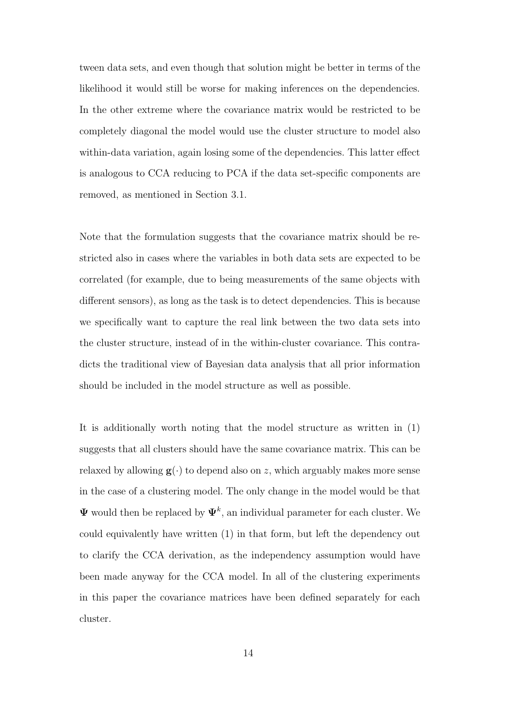tween data sets, and even though that solution might be better in terms of the likelihood it would still be worse for making inferences on the dependencies. In the other extreme where the covariance matrix would be restricted to be completely diagonal the model would use the cluster structure to model also within-data variation, again losing some of the dependencies. This latter effect is analogous to CCA reducing to PCA if the data set-specific components are removed, as mentioned in Section 3.1.

Note that the formulation suggests that the covariance matrix should be restricted also in cases where the variables in both data sets are expected to be correlated (for example, due to being measurements of the same objects with different sensors), as long as the task is to detect dependencies. This is because we specifically want to capture the real link between the two data sets into the cluster structure, instead of in the within-cluster covariance. This contradicts the traditional view of Bayesian data analysis that all prior information should be included in the model structure as well as possible.

It is additionally worth noting that the model structure as written in (1) suggests that all clusters should have the same covariance matrix. This can be relaxed by allowing $\mathbf{g}(\cdot)$ to depend also on $z$, which arguably makes more sense in the case of a clustering model. The only change in the model would be that $\mathbf{\Psi}$ would then be replaced by $\mathbf{\Psi}^k$, an individual parameter for each cluster. We could equivalently have written (1) in that form, but left the dependency out to clarify the CCA derivation, as the independency assumption would have been made anyway for the CCA model. In all of the clustering experiments in this paper the covariance matrices have been defined separately for each cluster.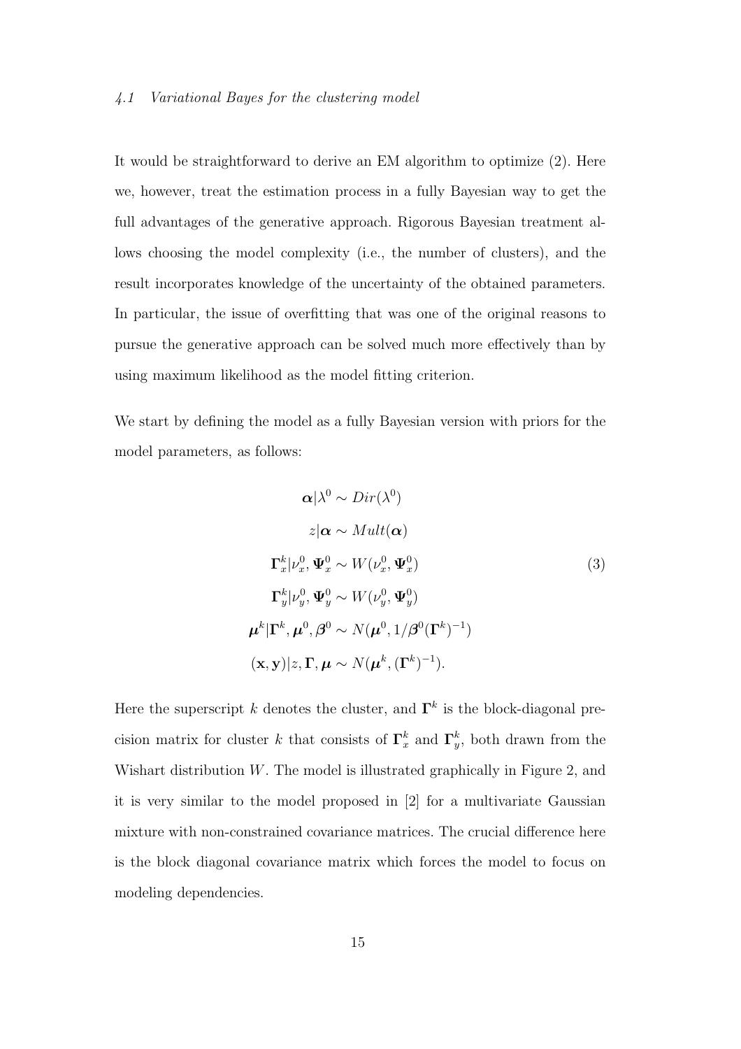### *4.1 Variational Bayes for the clustering model*

It would be straightforward to derive an EM algorithm to optimize (2). Here we, however, treat the estimation process in a fully Bayesian way to get the full advantages of the generative approach. Rigorous Bayesian treatment allows choosing the model complexity (i.e., the number of clusters), and the result incorporates knowledge of the uncertainty of the obtained parameters. In particular, the issue of overfitting that was one of the original reasons to pursue the generative approach can be solved much more effectively than by using maximum likelihood as the model fitting criterion.

We start by defining the model as a fully Bayesian version with priors for the model parameters, as follows:

$$
\begin{aligned}
\boldsymbol{\alpha}|\lambda^0 &\sim Dir(\lambda^0) \\
z|\boldsymbol{\alpha} &\sim Mult(\boldsymbol{\alpha}) \\
\boldsymbol{\Gamma}_x^k|\nu_x^0, \boldsymbol{\Psi}_x^0 &\sim W(\nu_x^0, \boldsymbol{\Psi}_x^0) \\
\boldsymbol{\Gamma}_y^k|\nu_y^0, \boldsymbol{\Psi}_y^0 &\sim W(\nu_y^0, \boldsymbol{\Psi}_y^0) \\
\boldsymbol{\mu}^k|\boldsymbol{\Gamma}^k, \boldsymbol{\mu}^0, \boldsymbol{\beta}^0 &\sim N(\boldsymbol{\mu}^0, 1/\boldsymbol{\beta}^0(\boldsymbol{\Gamma}^k)^{-1}) \\
(\mathbf{x}, \mathbf{y})|z, \boldsymbol{\Gamma}, \boldsymbol{\mu} &\sim N(\boldsymbol{\mu}^k, (\boldsymbol{\Gamma}^k)^{-1}).
\end{aligned}
\tag{3}
$$

Here the superscript $k$ denotes the cluster, and $\boldsymbol{\Gamma}^k$ is the block-diagonal precision matrix for cluster $k$ that consists of $\boldsymbol{\Gamma}_x^k$ and $\boldsymbol{\Gamma}_y^k$, both drawn from the Wishart distribution $W$. The model is illustrated graphically in Figure 2, and it is very similar to the model proposed in [2] for a multivariate Gaussian mixture with non-constrained covariance matrices. The crucial difference here is the block diagonal covariance matrix which forces the model to focus on modeling dependencies.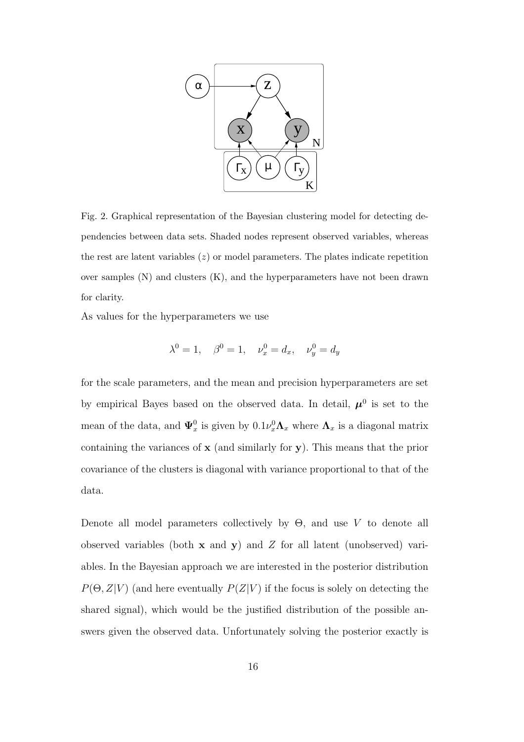Fig. 2. Graphical representation of the Bayesian clustering model for detecting dependencies between data sets. Shaded nodes represent observed variables, whereas the rest are latent variables ($z$) or model parameters. The plates indicate repetition over samples (N) and clusters (K), and the hyperparameters have not been drawn for clarity.

As values for the hyperparameters we use

$$\lambda^0 = 1, \quad \beta^0 = 1, \quad \nu_x^0 = d_x, \quad \nu_y^0 = d_y$$

for the scale parameters, and the mean and precision hyperparameters are set by empirical Bayes based on the observed data. In detail, $\boldsymbol{\mu}^0$ is set to the mean of the data, and $\boldsymbol{\Psi}_x^0$ is given by $0.1\nu_x^0\boldsymbol{\Lambda}_x$ where $\boldsymbol{\Lambda}_x$ is a diagonal matrix containing the variances of $\mathbf{x}$ (and similarly for $\mathbf{y}$). This means that the prior covariance of the clusters is diagonal with variance proportional to that of the data.

Denote all model parameters collectively by $\Theta$, and use $V$ to denote all observed variables (both $\mathbf{x}$ and $\mathbf{y}$) and $Z$ for all latent (unobserved) variables. In the Bayesian approach we are interested in the posterior distribution $P(\Theta, Z|V)$ (and here eventually $P(Z|V)$ if the focus is solely on detecting the shared signal), which would be the justified distribution of the possible answers given the observed data. Unfortunately solving the posterior exactly is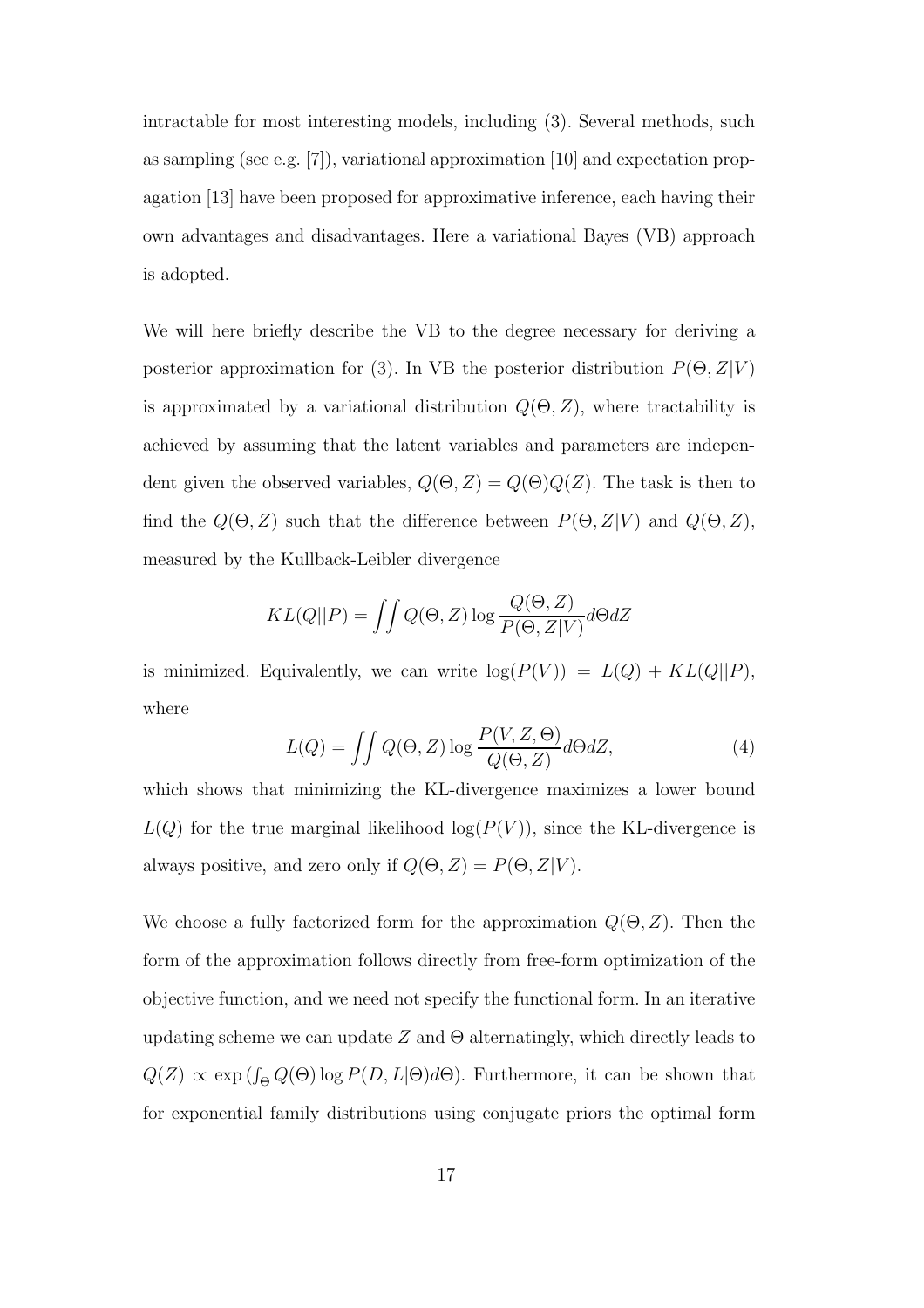intractable for most interesting models, including (3). Several methods, such as sampling (see e.g. [7]), variational approximation [10] and expectation propagation [13] have been proposed for approximative inference, each having their own advantages and disadvantages. Here a variational Bayes (VB) approach is adopted.

We will here briefly describe the VB to the degree necessary for deriving a posterior approximation for (3). In VB the posterior distribution $P(\Theta, Z|V)$ is approximated by a variational distribution $Q(\Theta, Z)$, where tractability is achieved by assuming that the latent variables and parameters are independent given the observed variables, $Q(\Theta, Z) = Q(\Theta)Q(Z)$. The task is then to find the $Q(\Theta, Z)$ such that the difference between $P(\Theta, Z|V)$ and $Q(\Theta, Z)$, measured by the Kullback-Leibler divergence

$$KL(Q||P) = \iint Q(\Theta, Z) \log \frac{Q(\Theta, Z)}{P(\Theta, Z|V)} d\Theta dZ$$

is minimized. Equivalently, we can write $\log(P(V)) = L(Q) + KL(Q||P)$, where

$$L(Q) = \iint Q(\Theta, Z) \log \frac{P(V, Z, \Theta)}{Q(\Theta, Z)} d\Theta dZ, \tag{4}$$

which shows that minimizing the KL-divergence maximizes a lower bound $L(Q)$ for the true marginal likelihood $\log(P(V))$, since the KL-divergence is always positive, and zero only if $Q(\Theta, Z) = P(\Theta, Z|V)$.

We choose a fully factorized form for the approximation $Q(\Theta, Z)$. Then the form of the approximation follows directly from free-form optimization of the objective function, and we need not specify the functional form. In an iterative updating scheme we can update $Z$ and $\Theta$ alternatingly, which directly leads to $Q(Z) \propto \exp\left(\int_\Theta Q(\Theta) \log P(D, L|\Theta) d\Theta\right)$. Furthermore, it can be shown that for exponential family distributions using conjugate priors the optimal form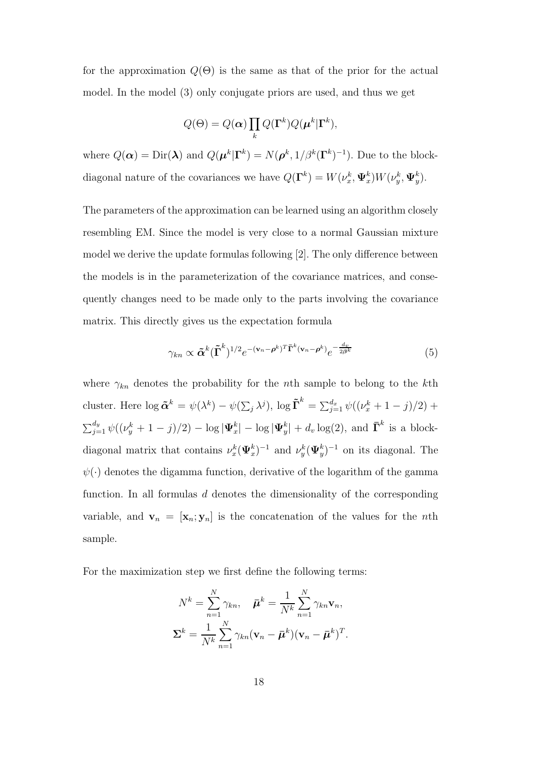for the approximation $Q(\Theta)$ is the same as that of the prior for the actual model. In the model (3) only conjugate priors are used, and thus we get

$$Q(\Theta) = Q(\boldsymbol{\alpha}) \prod_k Q(\boldsymbol{\Gamma}^k) Q(\boldsymbol{\mu}^k | \boldsymbol{\Gamma}^k),$$

where $Q(\boldsymbol{\alpha}) = \mathrm{Dir}(\boldsymbol{\lambda})$ and $Q(\boldsymbol{\mu}^k | \boldsymbol{\Gamma}^k) = N(\boldsymbol{\rho}^k, 1/\beta^k (\boldsymbol{\Gamma}^k)^{-1})$. Due to the block-diagonal nature of the covariances we have $Q(\boldsymbol{\Gamma}^k) = W(\nu_x^k, \boldsymbol{\Psi}_x^k) W(\nu_y^k, \boldsymbol{\Psi}_y^k)$.

The parameters of the approximation can be learned using an algorithm closely resembling EM. Since the model is very close to a normal Gaussian mixture model we derive the update formulas following [2]. The only difference between the models is in the parameterization of the covariance matrices, and consequently changes need to be made only to the parts involving the covariance matrix. This directly gives us the expectation formula

$$\gamma_{kn} \propto \tilde{\boldsymbol{\alpha}}^k (\tilde{\boldsymbol{\Gamma}}^k)^{1/2} e^{-(\mathbf{v}_n - \boldsymbol{\rho}^k)^T \bar{\boldsymbol{\Gamma}}^k (\mathbf{v}_n - \boldsymbol{\rho}^k)} e^{-\frac{d_v}{2\beta^k}} \tag{5}$$

where $\gamma_{kn}$ denotes the probability for the $n$th sample to belong to the $k$th cluster. Here $\log \tilde{\boldsymbol{\alpha}}^k = \psi(\lambda^k) - \psi(\sum_j \lambda^j)$, $\log \tilde{\boldsymbol{\Gamma}}^k = \sum_{j=1}^{d_x} \psi((\nu_x^k + 1 - j)/2) + \sum_{j=1}^{d_y} \psi((\nu_y^k + 1 - j)/2) - \log |\boldsymbol{\Psi}_x^k| - \log |\boldsymbol{\Psi}_y^k| + d_v \log(2)$, and $\bar{\boldsymbol{\Gamma}}^k$ is a block-diagonal matrix that contains $\nu_x^k (\boldsymbol{\Psi}_x^k)^{-1}$ and $\nu_y^k (\boldsymbol{\Psi}_y^k)^{-1}$ on its diagonal. The $\psi(\cdot)$ denotes the digamma function, derivative of the logarithm of the gamma function. In all formulas $d$ denotes the dimensionality of the corresponding variable, and $\mathbf{v}_n = [\mathbf{x}_n; \mathbf{y}_n]$ is the concatenation of the values for the $n$th sample.

For the maximization step we first define the following terms:

$$N^k = \sum_{n=1}^{N} \gamma_{kn}, \quad \bar{\boldsymbol{\mu}}^k = \frac{1}{N^k} \sum_{n=1}^{N} \gamma_{kn} \mathbf{v}_n,$$
$$\boldsymbol{\Sigma}^k = \frac{1}{N^k} \sum_{n=1}^{N} \gamma_{kn} (\mathbf{v}_n - \bar{\boldsymbol{\mu}}^k)(\mathbf{v}_n - \bar{\boldsymbol{\mu}}^k)^T.$$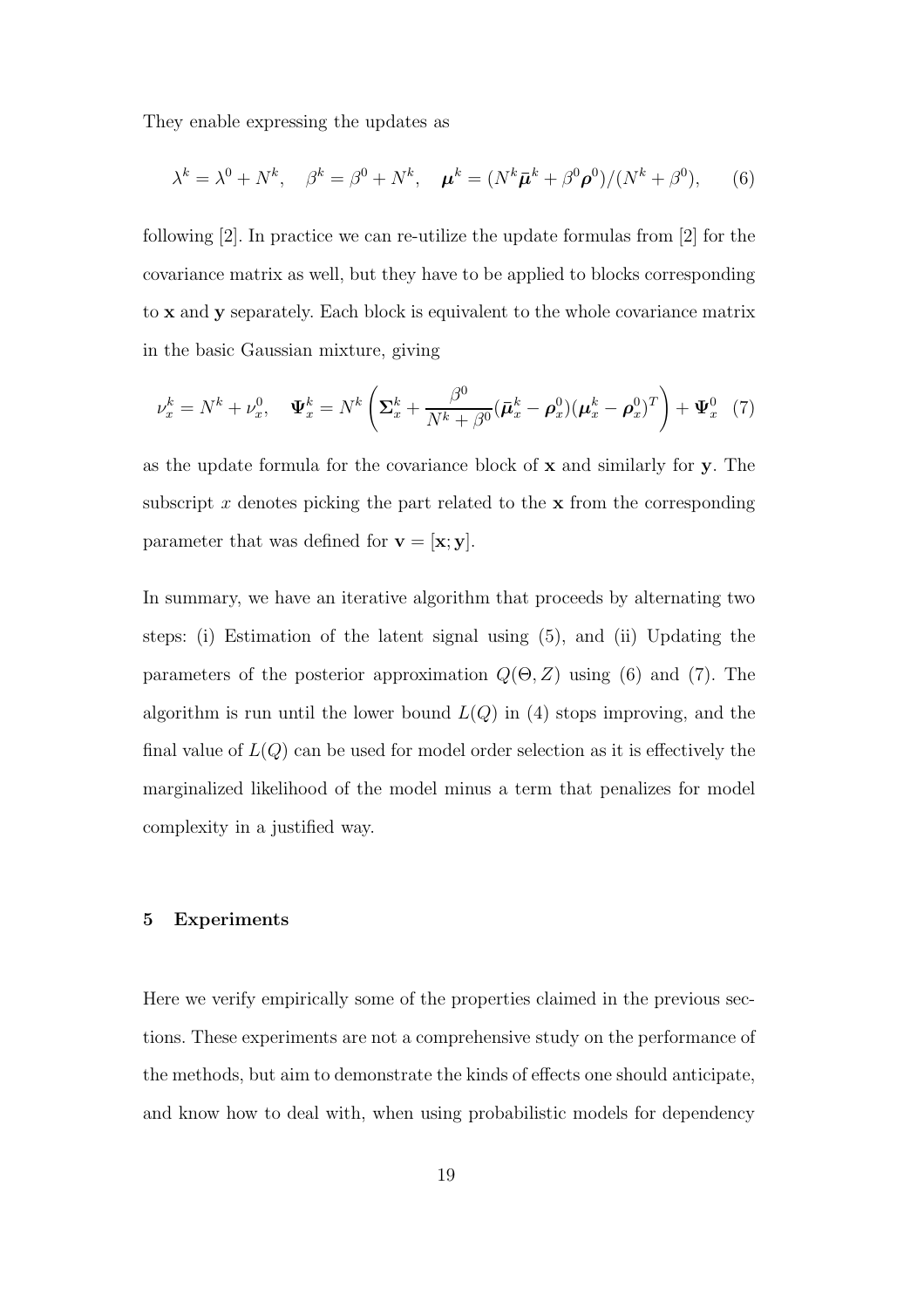They enable expressing the updates as

$$\lambda^k = \lambda^0 + N^k, \quad \beta^k = \beta^0 + N^k, \quad \boldsymbol{\mu}^k = (N^k \bar{\boldsymbol{\mu}}^k + \beta^0 \boldsymbol{\rho}^0)/(N^k + \beta^0), \tag{6}$$

following [2]. In practice we can re-utilize the update formulas from [2] for the covariance matrix as well, but they have to be applied to blocks corresponding to $\mathbf{x}$ and $\mathbf{y}$ separately. Each block is equivalent to the whole covariance matrix in the basic Gaussian mixture, giving

$$\nu_x^k = N^k + \nu_x^0, \quad \boldsymbol{\Psi}_x^k = N^k \left( \boldsymbol{\Sigma}_x^k + \frac{\beta^0}{N^k + \beta^0} (\bar{\boldsymbol{\mu}}_x^k - \boldsymbol{\rho}_x^0)(\boldsymbol{\mu}_x^k - \boldsymbol{\rho}_x^0)^T \right) + \boldsymbol{\Psi}_x^0 \tag{7}$$

as the update formula for the covariance block of $\mathbf{x}$ and similarly for $\mathbf{y}$. The subscript $x$ denotes picking the part related to the $\mathbf{x}$ from the corresponding parameter that was defined for $\mathbf{v} = [\mathbf{x}; \mathbf{y}]$.

In summary, we have an iterative algorithm that proceeds by alternating two steps: (i) Estimation of the latent signal using (5), and (ii) Updating the parameters of the posterior approximation $Q(\Theta, Z)$ using (6) and (7). The algorithm is run until the lower bound $L(Q)$ in (4) stops improving, and the final value of $L(Q)$ can be used for model order selection as it is effectively the marginalized likelihood of the model minus a term that penalizes for model complexity in a justified way.

## 5 Experiments

Here we verify empirically some of the properties claimed in the previous sections. These experiments are not a comprehensive study on the performance of the methods, but aim to demonstrate the kinds of effects one should anticipate, and know how to deal with, when using probabilistic models for dependency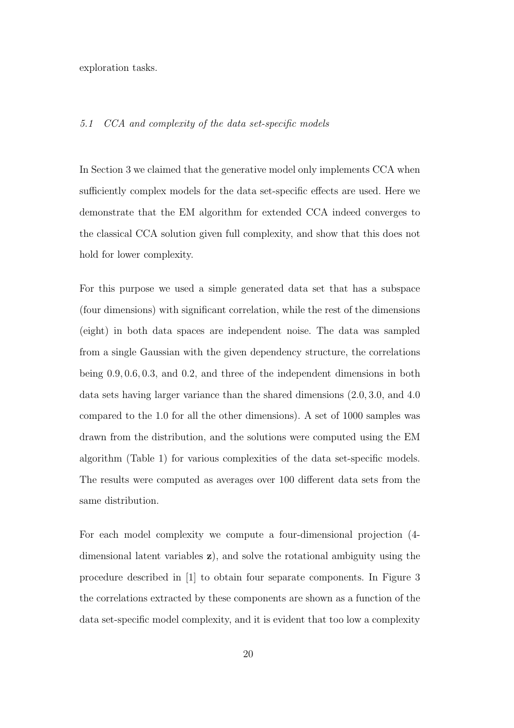exploration tasks.

### *5.1 CCA and complexity of the data set-specific models*

In Section 3 we claimed that the generative model only implements CCA when sufficiently complex models for the data set-specific effects are used. Here we demonstrate that the EM algorithm for extended CCA indeed converges to the classical CCA solution given full complexity, and show that this does not hold for lower complexity.

For this purpose we used a simple generated data set that has a subspace (four dimensions) with significant correlation, while the rest of the dimensions (eight) in both data spaces are independent noise. The data was sampled from a single Gaussian with the given dependency structure, the correlations being $0.9, 0.6, 0.3$, and $0.2$, and three of the independent dimensions in both data sets having larger variance than the shared dimensions ($2.0, 3.0$, and $4.0$ compared to the $1.0$ for all the other dimensions). A set of 1000 samples was drawn from the distribution, and the solutions were computed using the EM algorithm (Table 1) for various complexities of the data set-specific models. The results were computed as averages over 100 different data sets from the same distribution.

For each model complexity we compute a four-dimensional projection (4-dimensional latent variables $\mathbf{z}$), and solve the rotational ambiguity using the procedure described in [1] to obtain four separate components. In Figure 3 the correlations extracted by these components are shown as a function of the data set-specific model complexity, and it is evident that too low a complexity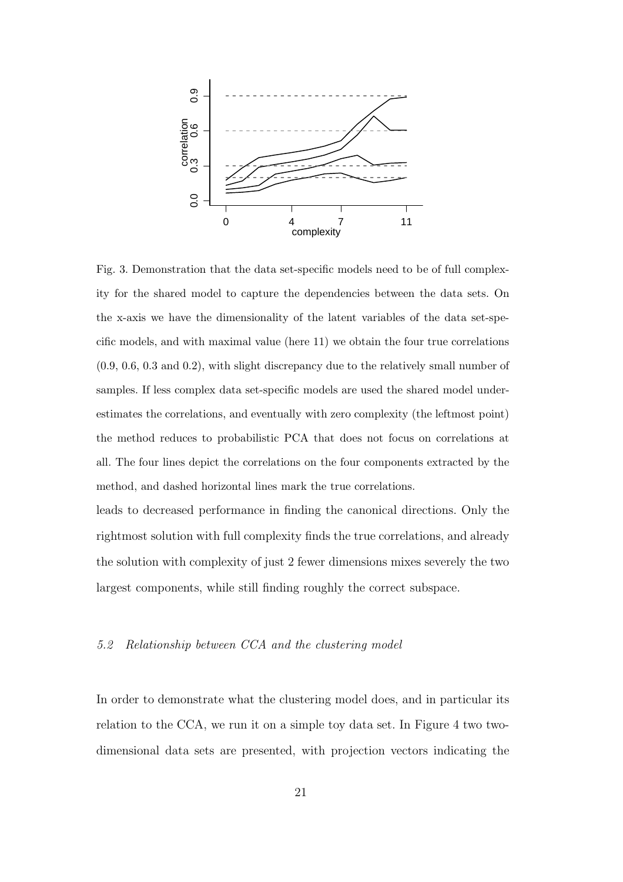Fig. 3. Demonstration that the data set-specific models need to be of full complexity for the shared model to capture the dependencies between the data sets. On the x-axis we have the dimensionality of the latent variables of the data set-specific models, and with maximal value (here 11) we obtain the four true correlations (0.9, 0.6, 0.3 and 0.2), with slight discrepancy due to the relatively small number of samples. If less complex data set-specific models are used the shared model underestimates the correlations, and eventually with zero complexity (the leftmost point) the method reduces to probabilistic PCA that does not focus on correlations at all. The four lines depict the correlations on the four components extracted by the method, and dashed horizontal lines mark the true correlations.

leads to decreased performance in finding the canonical directions. Only the rightmost solution with full complexity finds the true correlations, and already the solution with complexity of just 2 fewer dimensions mixes severely the two largest components, while still finding roughly the correct subspace.

### *5.2 Relationship between CCA and the clustering model*

In order to demonstrate what the clustering model does, and in particular its relation to the CCA, we run it on a simple toy data set. In Figure 4 two two-dimensional data sets are presented, with projection vectors indicating the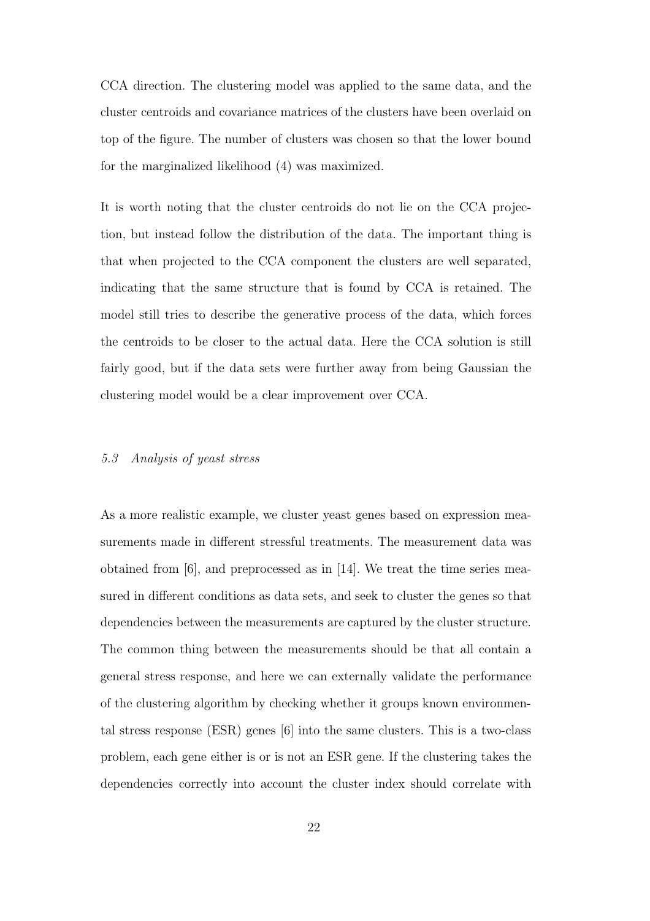CCA direction. The clustering model was applied to the same data, and the cluster centroids and covariance matrices of the clusters have been overlaid on top of the figure. The number of clusters was chosen so that the lower bound for the marginalized likelihood (4) was maximized.

It is worth noting that the cluster centroids do not lie on the CCA projection, but instead follow the distribution of the data. The important thing is that when projected to the CCA component the clusters are well separated, indicating that the same structure that is found by CCA is retained. The model still tries to describe the generative process of the data, which forces the centroids to be closer to the actual data. Here the CCA solution is still fairly good, but if the data sets were further away from being Gaussian the clustering model would be a clear improvement over CCA.

### *5.3 Analysis of yeast stress*

As a more realistic example, we cluster yeast genes based on expression measurements made in different stressful treatments. The measurement data was obtained from [6], and preprocessed as in [14]. We treat the time series measured in different conditions as data sets, and seek to cluster the genes so that dependencies between the measurements are captured by the cluster structure. The common thing between the measurements should be that all contain a general stress response, and here we can externally validate the performance of the clustering algorithm by checking whether it groups known environmental stress response (ESR) genes [6] into the same clusters. This is a two-class problem, each gene either is or is not an ESR gene. If the clustering takes the dependencies correctly into account the cluster index should correlate with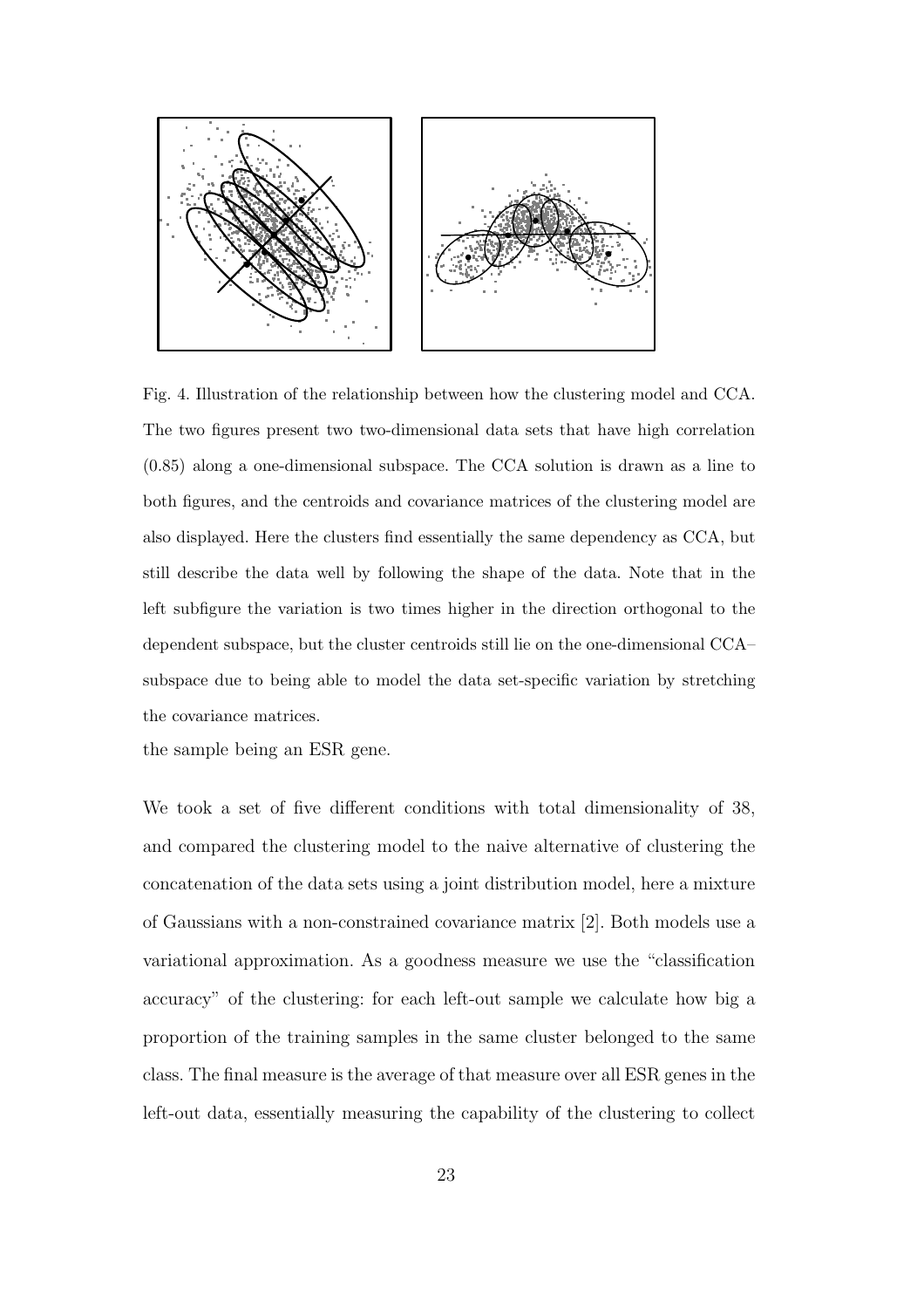Fig. 4. Illustration of the relationship between how the clustering model and CCA. The two figures present two two-dimensional data sets that have high correlation (0.85) along a one-dimensional subspace. The CCA solution is drawn as a line to both figures, and the centroids and covariance matrices of the clustering model are also displayed. Here the clusters find essentially the same dependency as CCA, but still describe the data well by following the shape of the data. Note that in the left subfigure the variation is two times higher in the direction orthogonal to the dependent subspace, but the cluster centroids still lie on the one-dimensional CCA–subspace due to being able to model the data set-specific variation by stretching the covariance matrices.

the sample being an ESR gene.

We took a set of five different conditions with total dimensionality of 38, and compared the clustering model to the naive alternative of clustering the concatenation of the data sets using a joint distribution model, here a mixture of Gaussians with a non-constrained covariance matrix [2]. Both models use a variational approximation. As a goodness measure we use the "classification accuracy" of the clustering: for each left-out sample we calculate how big a proportion of the training samples in the same cluster belonged to the same class. The final measure is the average of that measure over all ESR genes in the left-out data, essentially measuring the capability of the clustering to collect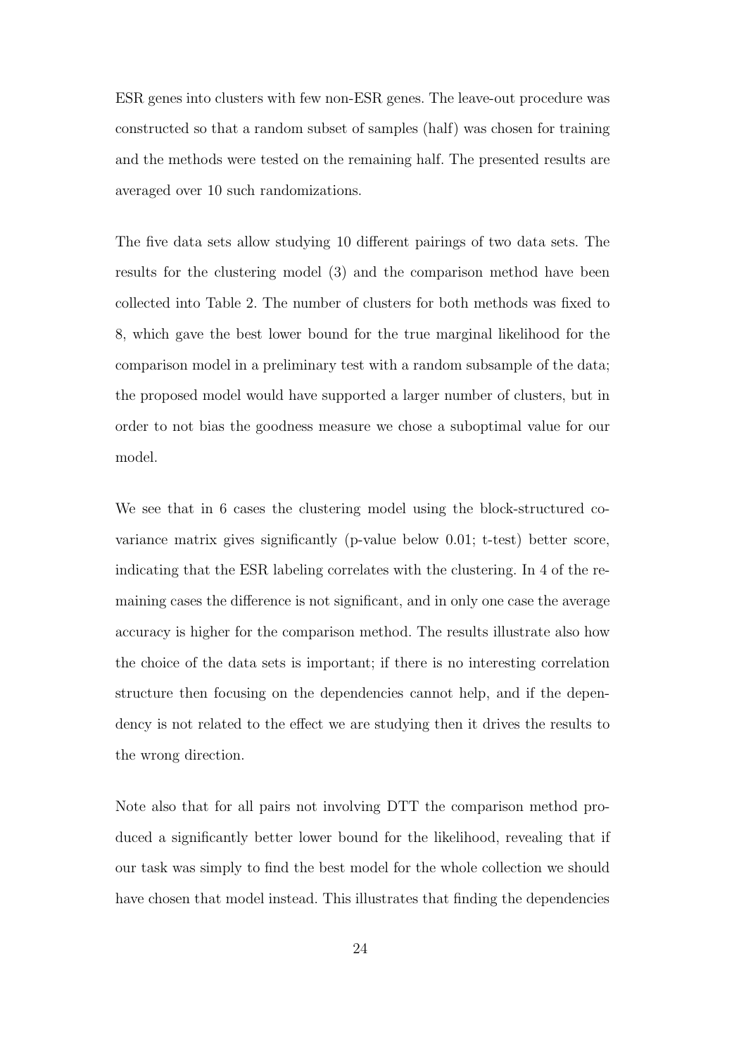ESR genes into clusters with few non-ESR genes. The leave-out procedure was constructed so that a random subset of samples (half) was chosen for training and the methods were tested on the remaining half. The presented results are averaged over 10 such randomizations.

The five data sets allow studying 10 different pairings of two data sets. The results for the clustering model (3) and the comparison method have been collected into Table 2. The number of clusters for both methods was fixed to 8, which gave the best lower bound for the true marginal likelihood for the comparison model in a preliminary test with a random subsample of the data; the proposed model would have supported a larger number of clusters, but in order to not bias the goodness measure we chose a suboptimal value for our model.

We see that in 6 cases the clustering model using the block-structured covariance matrix gives significantly (p-value below 0.01; t-test) better score, indicating that the ESR labeling correlates with the clustering. In 4 of the remaining cases the difference is not significant, and in only one case the average accuracy is higher for the comparison method. The results illustrate also how the choice of the data sets is important; if there is no interesting correlation structure then focusing on the dependencies cannot help, and if the dependency is not related to the effect we are studying then it drives the results to the wrong direction.

Note also that for all pairs not involving DTT the comparison method produced a significantly better lower bound for the likelihood, revealing that if our task was simply to find the best model for the whole collection we should have chosen that model instead. This illustrates that finding the dependencies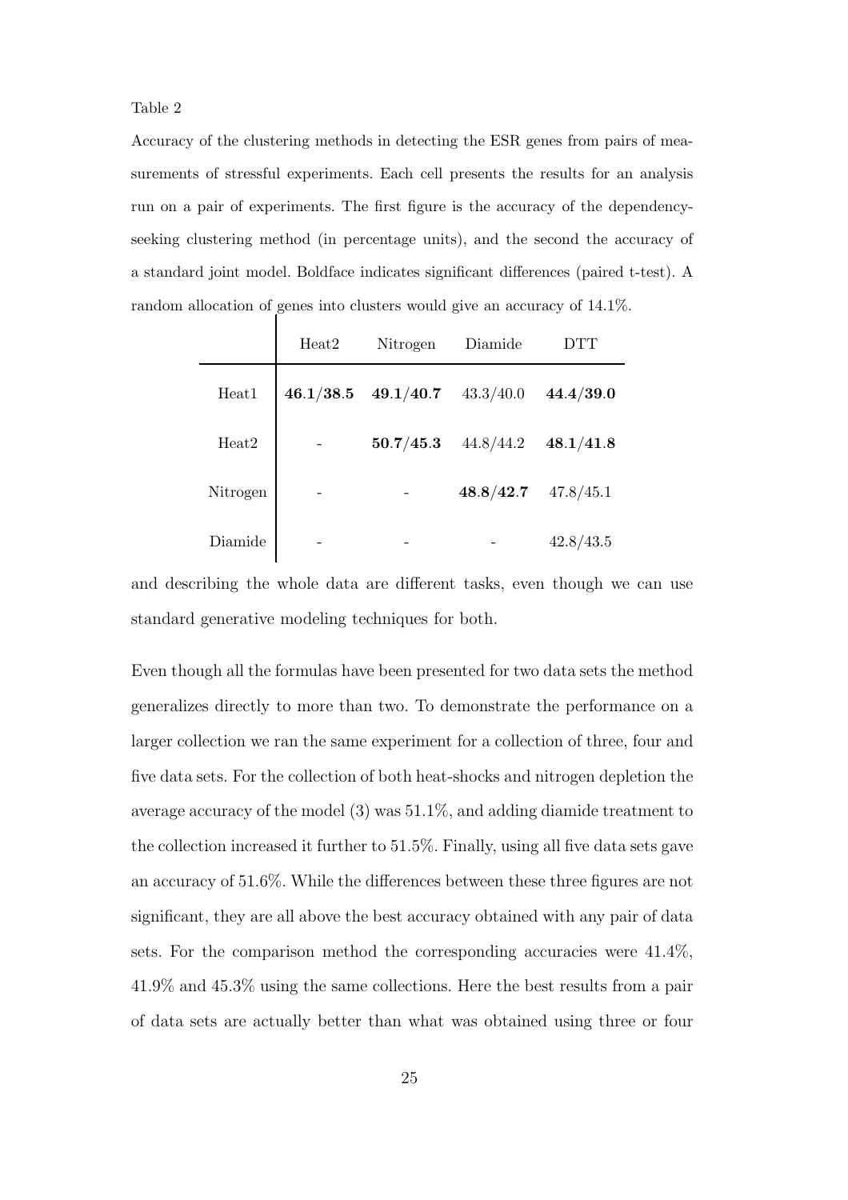Table 2

Accuracy of the clustering methods in detecting the ESR genes from pairs of measurements of stressful experiments. Each cell presents the results for an analysis run on a pair of experiments. The first figure is the accuracy of the dependency-seeking clustering method (in percentage units), and the second the accuracy of a standard joint model. Boldface indicates significant differences (paired t-test). A random allocation of genes into clusters would give an accuracy of 14.1%.

| | Heat2 | Nitrogen | Diamide | DTT |
|---|---|---|---|---|
| Heat1 | **46.1/38.5** | **49.1/40.7** | 43.3/40.0 | **44.4/39.0** |
| Heat2 | - | **50.7/45.3** | 44.8/44.2 | **48.1/41.8** |
| Nitrogen | - | - | **48.8/42.7** | 47.8/45.1 |
| Diamide | - | - | - | 42.8/43.5 |

and describing the whole data are different tasks, even though we can use standard generative modeling techniques for both.

Even though all the formulas have been presented for two data sets the method generalizes directly to more than two. To demonstrate the performance on a larger collection we ran the same experiment for a collection of three, four and five data sets. For the collection of both heat-shocks and nitrogen depletion the average accuracy of the model (3) was 51.1%, and adding diamide treatment to the collection increased it further to 51.5%. Finally, using all five data sets gave an accuracy of 51.6%. While the differences between these three figures are not significant, they are all above the best accuracy obtained with any pair of data sets. For the comparison method the corresponding accuracies were 41.4%, 41.9% and 45.3% using the same collections. Here the best results from a pair of data sets are actually better than what was obtained using three or four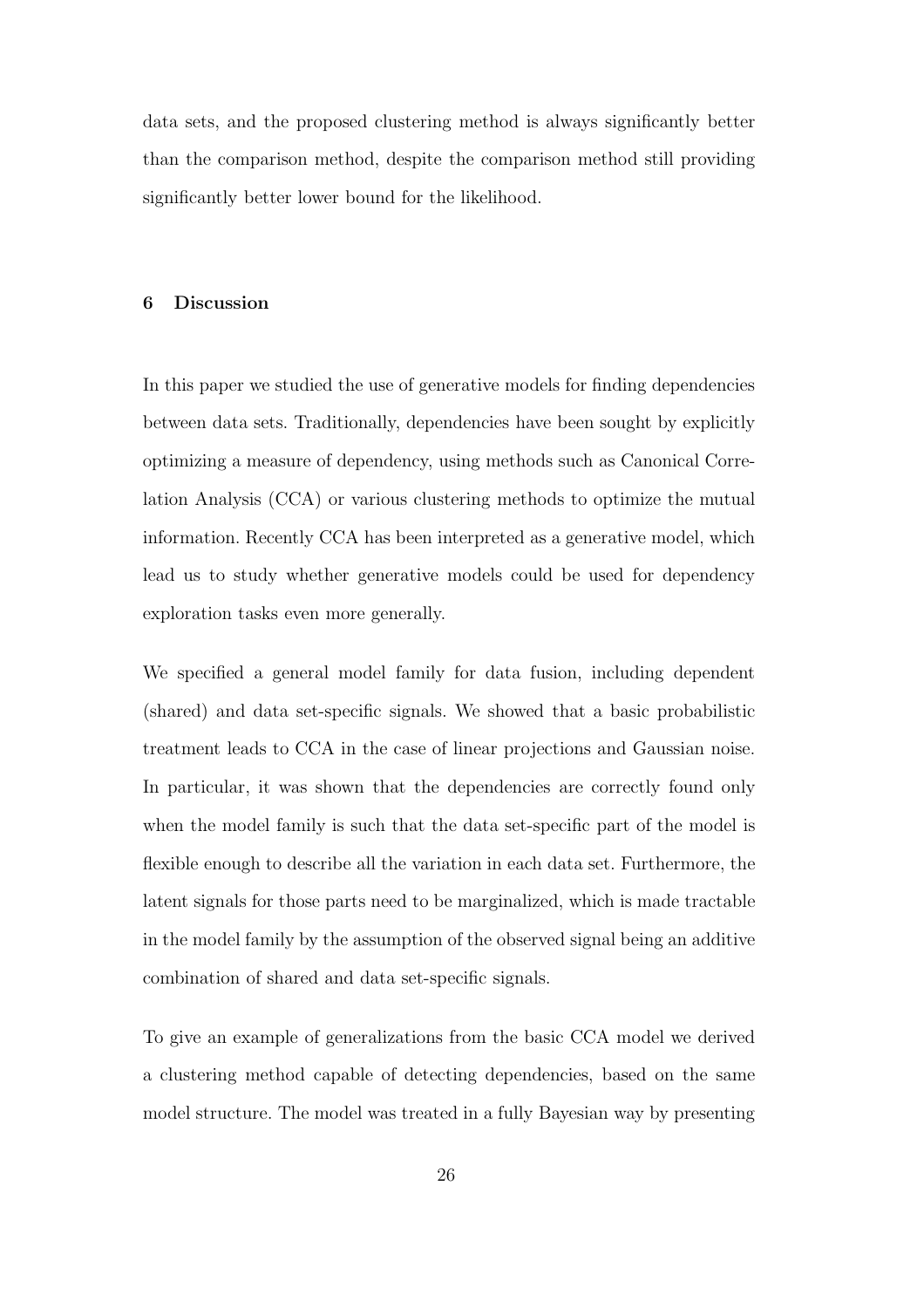data sets, and the proposed clustering method is always significantly better than the comparison method, despite the comparison method still providing significantly better lower bound for the likelihood.

## 6 Discussion

In this paper we studied the use of generative models for finding dependencies between data sets. Traditionally, dependencies have been sought by explicitly optimizing a measure of dependency, using methods such as Canonical Correlation Analysis (CCA) or various clustering methods to optimize the mutual information. Recently CCA has been interpreted as a generative model, which lead us to study whether generative models could be used for dependency exploration tasks even more generally.

We specified a general model family for data fusion, including dependent (shared) and data set-specific signals. We showed that a basic probabilistic treatment leads to CCA in the case of linear projections and Gaussian noise. In particular, it was shown that the dependencies are correctly found only when the model family is such that the data set-specific part of the model is flexible enough to describe all the variation in each data set. Furthermore, the latent signals for those parts need to be marginalized, which is made tractable in the model family by the assumption of the observed signal being an additive combination of shared and data set-specific signals.

To give an example of generalizations from the basic CCA model we derived a clustering method capable of detecting dependencies, based on the same model structure. The model was treated in a fully Bayesian way by presenting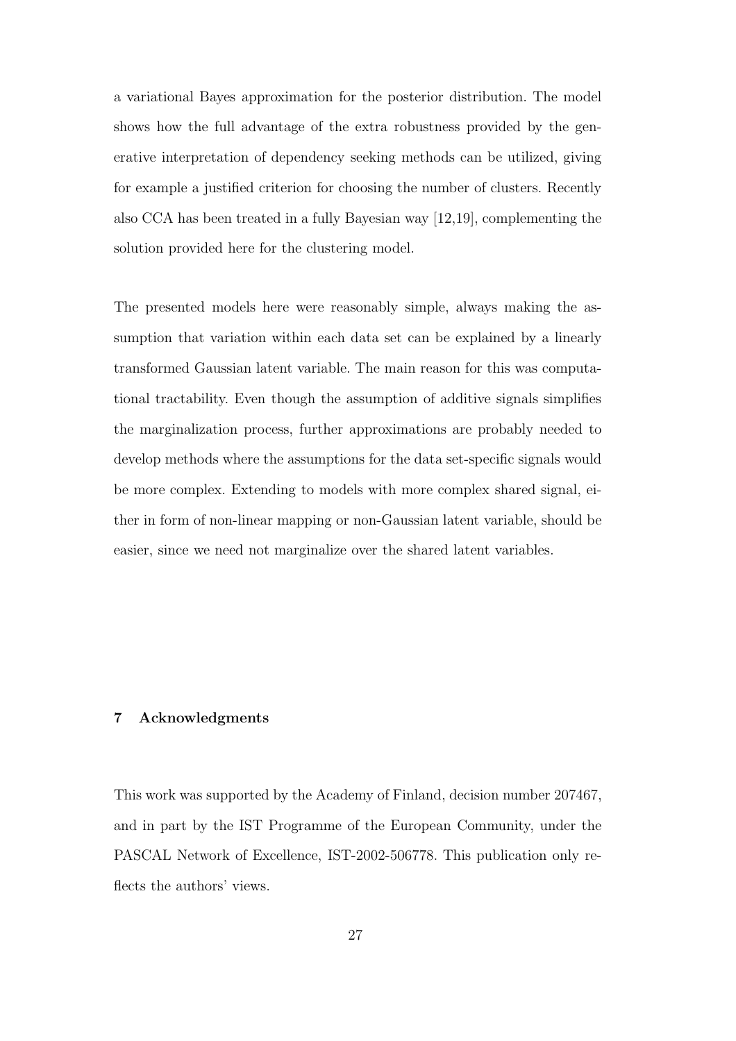a variational Bayes approximation for the posterior distribution. The model shows how the full advantage of the extra robustness provided by the generative interpretation of dependency seeking methods can be utilized, giving for example a justified criterion for choosing the number of clusters. Recently also CCA has been treated in a fully Bayesian way [12,19], complementing the solution provided here for the clustering model.

The presented models here were reasonably simple, always making the assumption that variation within each data set can be explained by a linearly transformed Gaussian latent variable. The main reason for this was computational tractability. Even though the assumption of additive signals simplifies the marginalization process, further approximations are probably needed to develop methods where the assumptions for the data set-specific signals would be more complex. Extending to models with more complex shared signal, either in form of non-linear mapping or non-Gaussian latent variable, should be easier, since we need not marginalize over the shared latent variables.

## 7 Acknowledgments

This work was supported by the Academy of Finland, decision number 207467, and in part by the IST Programme of the European Community, under the PASCAL Network of Excellence, IST-2002-506778. This publication only reflects the authors' views.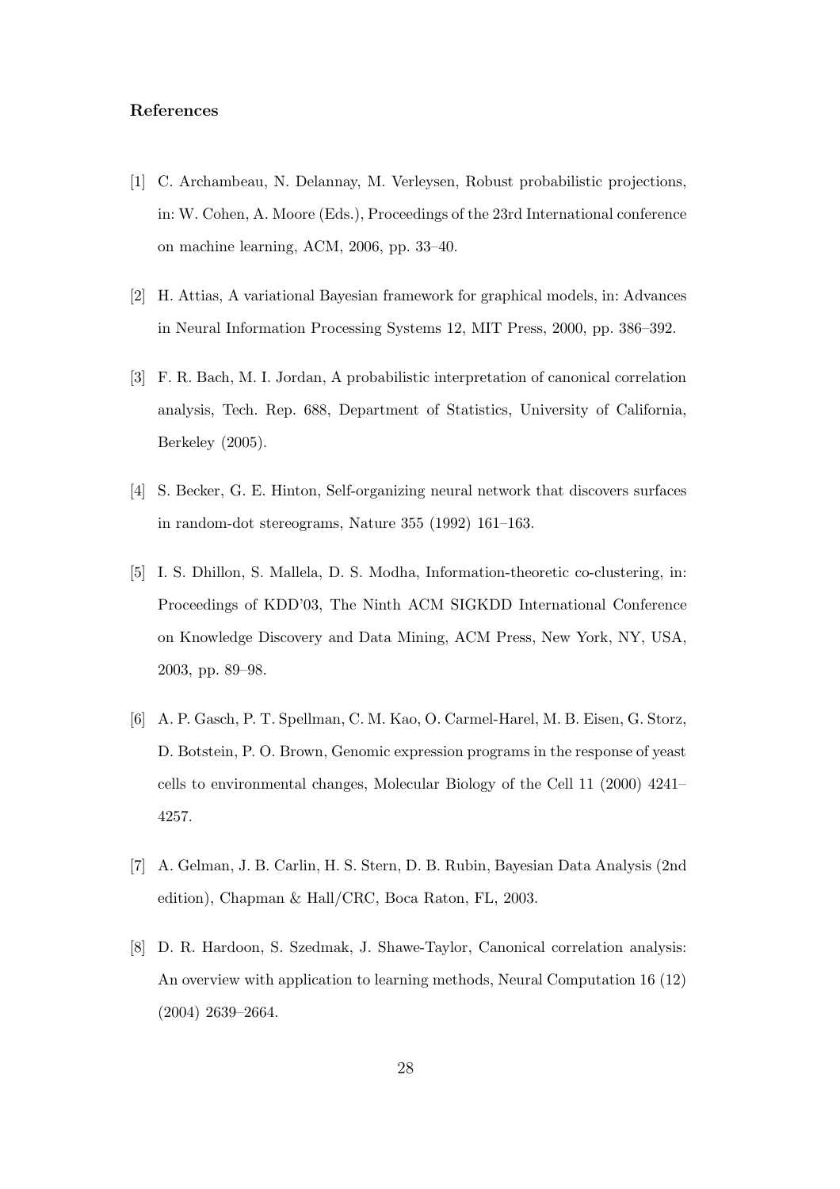## References

[1] C. Archambeau, N. Delannay, M. Verleysen, Robust probabilistic projections, in: W. Cohen, A. Moore (Eds.), Proceedings of the 23rd International conference on machine learning, ACM, 2006, pp. 33–40.

[2] H. Attias, A variational Bayesian framework for graphical models, in: Advances in Neural Information Processing Systems 12, MIT Press, 2000, pp. 386–392.

[3] F. R. Bach, M. I. Jordan, A probabilistic interpretation of canonical correlation analysis, Tech. Rep. 688, Department of Statistics, University of California, Berkeley (2005).

[4] S. Becker, G. E. Hinton, Self-organizing neural network that discovers surfaces in random-dot stereograms, Nature 355 (1992) 161–163.

[5] I. S. Dhillon, S. Mallela, D. S. Modha, Information-theoretic co-clustering, in: Proceedings of KDD'03, The Ninth ACM SIGKDD International Conference on Knowledge Discovery and Data Mining, ACM Press, New York, NY, USA, 2003, pp. 89–98.

[6] A. P. Gasch, P. T. Spellman, C. M. Kao, O. Carmel-Harel, M. B. Eisen, G. Storz, D. Botstein, P. O. Brown, Genomic expression programs in the response of yeast cells to environmental changes, Molecular Biology of the Cell 11 (2000) 4241–4257.

[7] A. Gelman, J. B. Carlin, H. S. Stern, D. B. Rubin, Bayesian Data Analysis (2nd edition), Chapman & Hall/CRC, Boca Raton, FL, 2003.

[8] D. R. Hardoon, S. Szedmak, J. Shawe-Taylor, Canonical correlation analysis: An overview with application to learning methods, Neural Computation 16 (12) (2004) 2639–2664.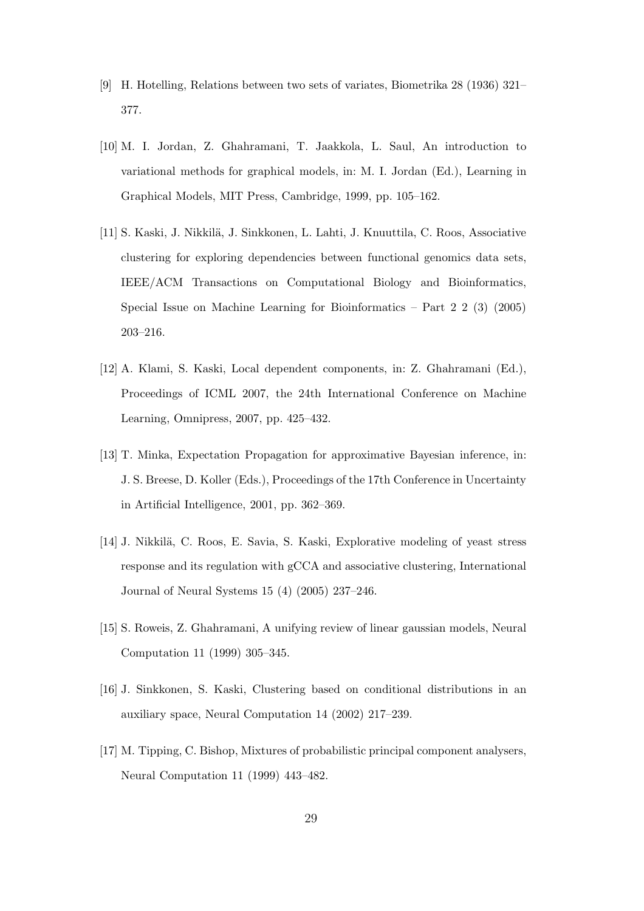[9] H. Hotelling, Relations between two sets of variates, Biometrika 28 (1936) 321–377.

[10] M. I. Jordan, Z. Ghahramani, T. Jaakkola, L. Saul, An introduction to variational methods for graphical models, in: M. I. Jordan (Ed.), Learning in Graphical Models, MIT Press, Cambridge, 1999, pp. 105–162.

[11] S. Kaski, J. Nikkilä, J. Sinkkonen, L. Lahti, J. Knuuttila, C. Roos, Associative clustering for exploring dependencies between functional genomics data sets, IEEE/ACM Transactions on Computational Biology and Bioinformatics, Special Issue on Machine Learning for Bioinformatics – Part 2 2 (3) (2005) 203–216.

[12] A. Klami, S. Kaski, Local dependent components, in: Z. Ghahramani (Ed.), Proceedings of ICML 2007, the 24th International Conference on Machine Learning, Omnipress, 2007, pp. 425–432.

[13] T. Minka, Expectation Propagation for approximative Bayesian inference, in: J. S. Breese, D. Koller (Eds.), Proceedings of the 17th Conference in Uncertainty in Artificial Intelligence, 2001, pp. 362–369.

[14] J. Nikkilä, C. Roos, E. Savia, S. Kaski, Explorative modeling of yeast stress response and its regulation with gCCA and associative clustering, International Journal of Neural Systems 15 (4) (2005) 237–246.

[15] S. Roweis, Z. Ghahramani, A unifying review of linear gaussian models, Neural Computation 11 (1999) 305–345.

[16] J. Sinkkonen, S. Kaski, Clustering based on conditional distributions in an auxiliary space, Neural Computation 14 (2002) 217–239.

[17] M. Tipping, C. Bishop, Mixtures of probabilistic principal component analysers, Neural Computation 11 (1999) 443–482.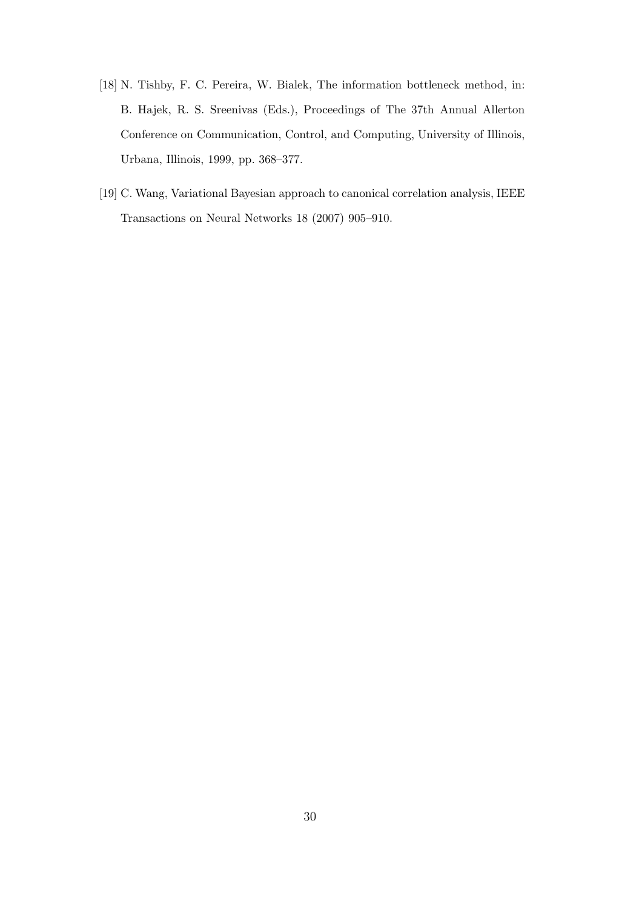[18] N. Tishby, F. C. Pereira, W. Bialek, The information bottleneck method, in: B. Hajek, R. S. Sreenivas (Eds.), Proceedings of The 37th Annual Allerton Conference on Communication, Control, and Computing, University of Illinois, Urbana, Illinois, 1999, pp. 368–377.

[19] C. Wang, Variational Bayesian approach to canonical correlation analysis, IEEE Transactions on Neural Networks 18 (2007) 905–910.